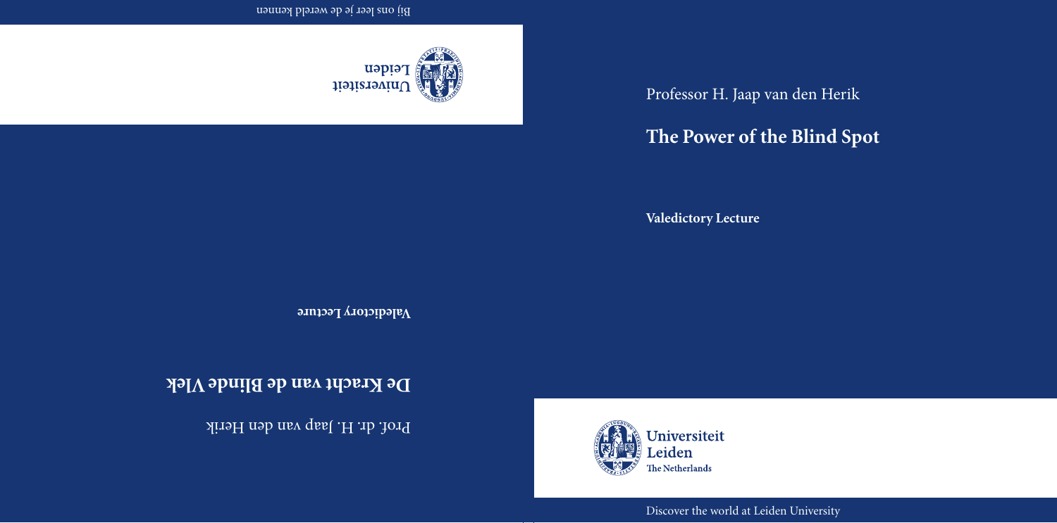Professor H. Jaap van den Herik

# The Power of the Blind Spot

**Valedictory Lecture**

Universiteit Leiden
The Netherlands

Discover the world at Leiden University

Prof. dr. H. Jaap van den Herik

# De Kracht van de Blinde Vlek

**Valedictory Lecture**

Universiteit Leiden

Bij ons leer je de wereld kennen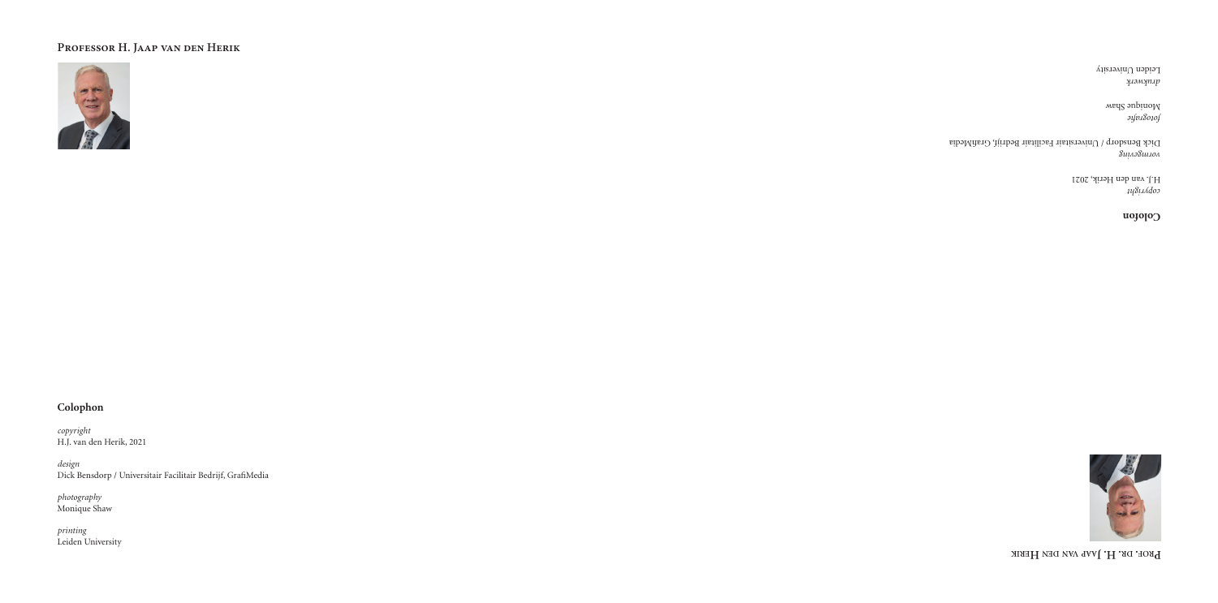**Professor H. Jaap van den Herik**

## Colofon

*copyright*
H.J. van den Herik, 2021

*vormgeving*
Dick Bensdorp / Universitair Facilitair Bedrijf, GrafiMedia

*fotografie*
Monique Shaw

*drukwerk*
Leiden University

**Prof. dr. H. Jaap van den Herik**

## Colophon

*copyright*
H.J. van den Herik, 2021

*design*
Dick Bensdorp / Universitair Facilitair Bedrijf, GrafiMedia

*photography*
Monique Shaw

*printing*
Leiden University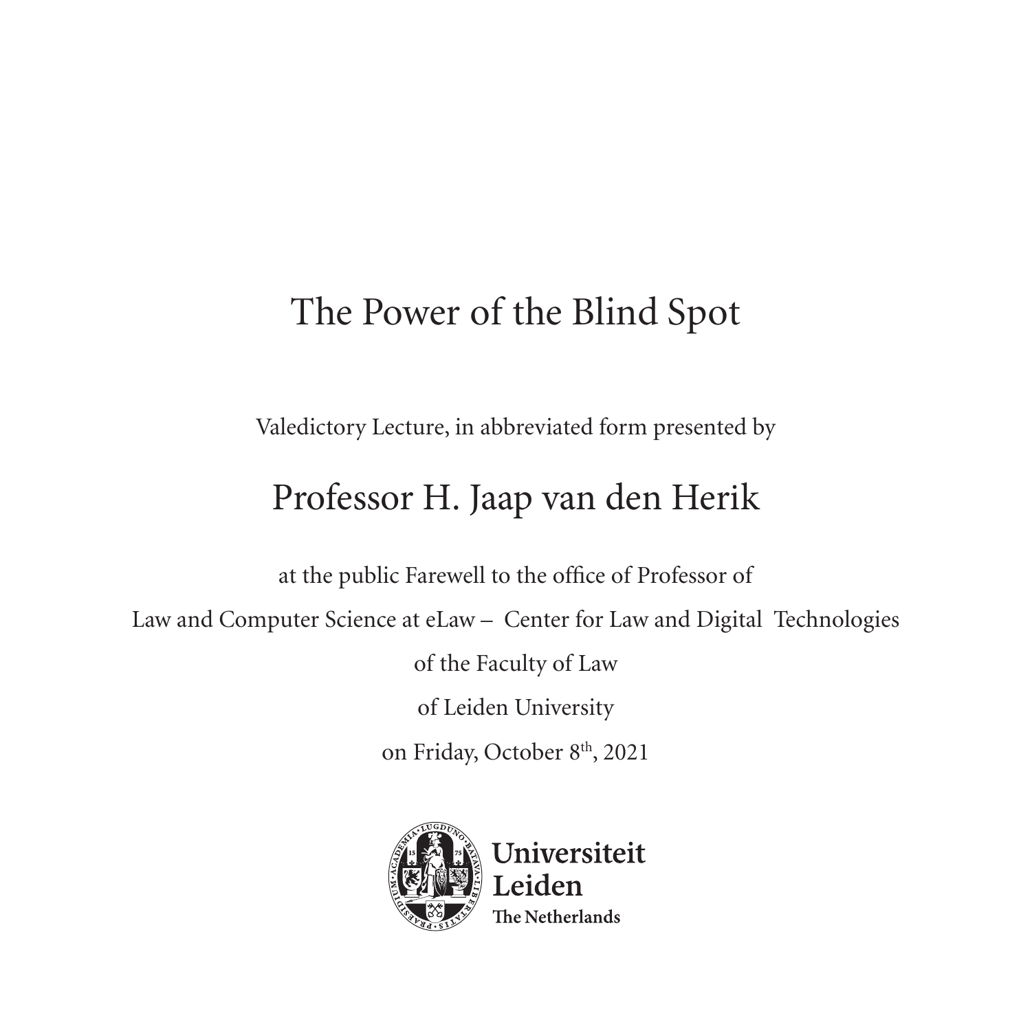# The Power of the Blind Spot

Valedictory Lecture, in abbreviated form presented by

## Professor H. Jaap van den Herik

at the public Farewell to the office of Professor of

Law and Computer Science at eLaw – Center for Law and Digital Technologies

of the Faculty of Law

of Leiden University

on Friday, October 8th, 2021

Universiteit Leiden
The Netherlands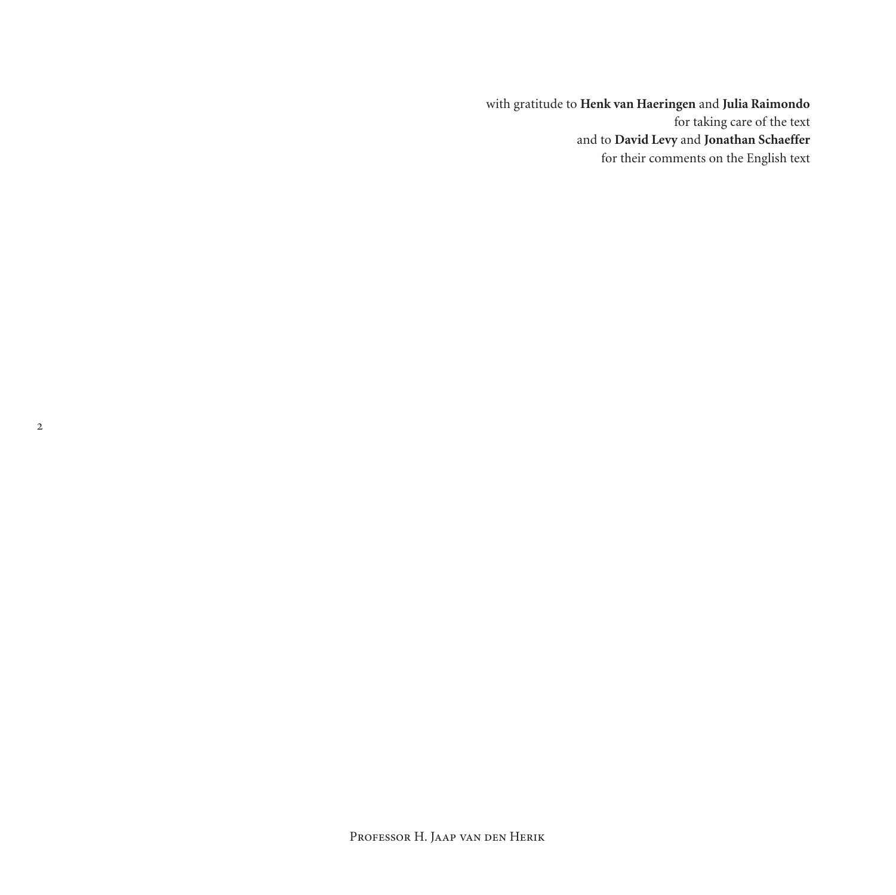with gratitude to **Henk van Haeringen** and **Julia Raimondo**
for taking care of the text
and to **David Levy** and **Jonathan Schaeffer**
for their comments on the English text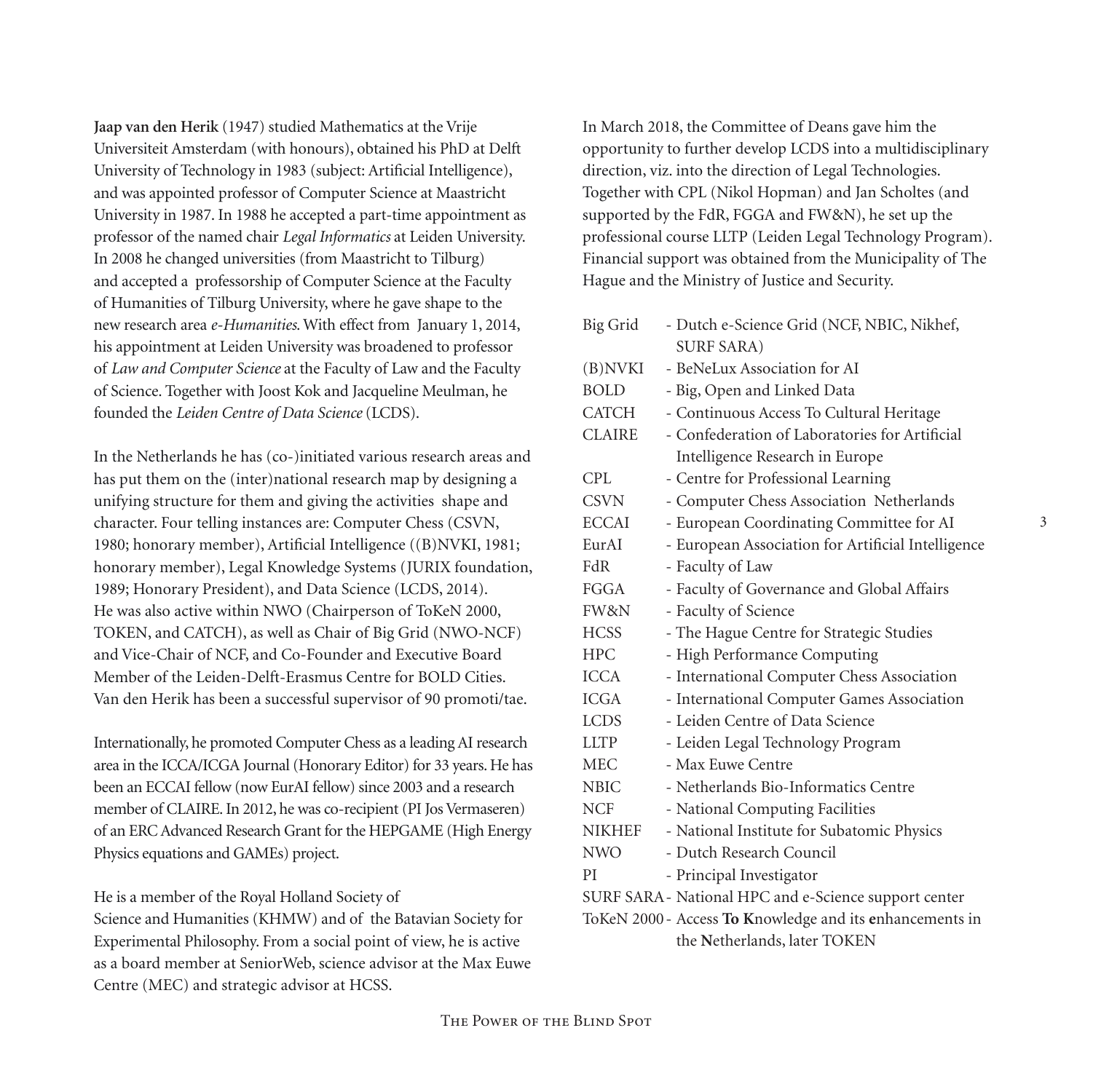**Jaap van den Herik** (1947) studied Mathematics at the Vrije Universiteit Amsterdam (with honours), obtained his PhD at Delft University of Technology in 1983 (subject: Artificial Intelligence), and was appointed professor of Computer Science at Maastricht University in 1987. In 1988 he accepted a part-time appointment as professor of the named chair *Legal Informatics* at Leiden University. In 2008 he changed universities (from Maastricht to Tilburg) and accepted a professorship of Computer Science at the Faculty of Humanities of Tilburg University, where he gave shape to the new research area *e-Humanities*. With effect from January 1, 2014, his appointment at Leiden University was broadened to professor of *Law and Computer Science* at the Faculty of Law and the Faculty of Science. Together with Joost Kok and Jacqueline Meulman, he founded the *Leiden Centre of Data Science* (LCDS).

In the Netherlands he has (co-)initiated various research areas and has put them on the (inter)national research map by designing a unifying structure for them and giving the activities shape and character. Four telling instances are: Computer Chess (CSVN, 1980; honorary member), Artificial Intelligence ((B)NVKI, 1981; honorary member), Legal Knowledge Systems (JURIX foundation, 1989; Honorary President), and Data Science (LCDS, 2014). He was also active within NWO (Chairperson of ToKeN 2000, TOKEN, and CATCH), as well as Chair of Big Grid (NWO-NCF) and Vice-Chair of NCF, and Co-Founder and Executive Board Member of the Leiden-Delft-Erasmus Centre for BOLD Cities. Van den Herik has been a successful supervisor of 90 promoti/tae.

Internationally, he promoted Computer Chess as a leading AI research area in the ICCA/ICGA Journal (Honorary Editor) for 33 years. He has been an ECCAI fellow (now EurAI fellow) since 2003 and a research member of CLAIRE. In 2012, he was co-recipient (PI Jos Vermaseren) of an ERC Advanced Research Grant for the HEPGAME (High Energy Physics equations and GAMEs) project.

He is a member of the Royal Holland Society of Science and Humanities (KHMW) and of the Batavian Society for Experimental Philosophy. From a social point of view, he is active as a board member at SeniorWeb, science advisor at the Max Euwe Centre (MEC) and strategic advisor at HCSS.

In March 2018, the Committee of Deans gave him the opportunity to further develop LCDS into a multidisciplinary direction, viz. into the direction of Legal Technologies. Together with CPL (Nikol Hopman) and Jan Scholtes (and supported by the FdR, FGGA and FW&N), he set up the professional course LLTP (Leiden Legal Technology Program). Financial support was obtained from the Municipality of The Hague and the Ministry of Justice and Security.

| | |
|---|---|
| Big Grid | - Dutch e-Science Grid (NCF, NBIC, Nikhef, SURF SARA) |
| (B)NVKI | - BeNeLux Association for AI |
| BOLD | - Big, Open and Linked Data |
| CATCH | - Continuous Access To Cultural Heritage |
| CLAIRE | - Confederation of Laboratories for Artificial Intelligence Research in Europe |
| CPL | - Centre for Professional Learning |
| CSVN | - Computer Chess Association Netherlands |
| ECCAI | - European Coordinating Committee for AI |
| EurAI | - European Association for Artificial Intelligence |
| FdR | - Faculty of Law |
| FGGA | - Faculty of Governance and Global Affairs |
| FW&N | - Faculty of Science |
| HCSS | - The Hague Centre for Strategic Studies |
| HPC | - High Performance Computing |
| ICCA | - International Computer Chess Association |
| ICGA | - International Computer Games Association |
| LCDS | - Leiden Centre of Data Science |
| LLTP | - Leiden Legal Technology Program |
| MEC | - Max Euwe Centre |
| NBIC | - Netherlands Bio-Informatics Centre |
| NCF | - National Computing Facilities |
| NIKHEF | - National Institute for Subatomic Physics |
| NWO | - Dutch Research Council |
| PI | - Principal Investigator |
| SURF SARA | - National HPC and e-Science support center |
| ToKeN 2000 | - Access **To K**nowledge and its **e**nhancements in the **N**etherlands, later TOKEN |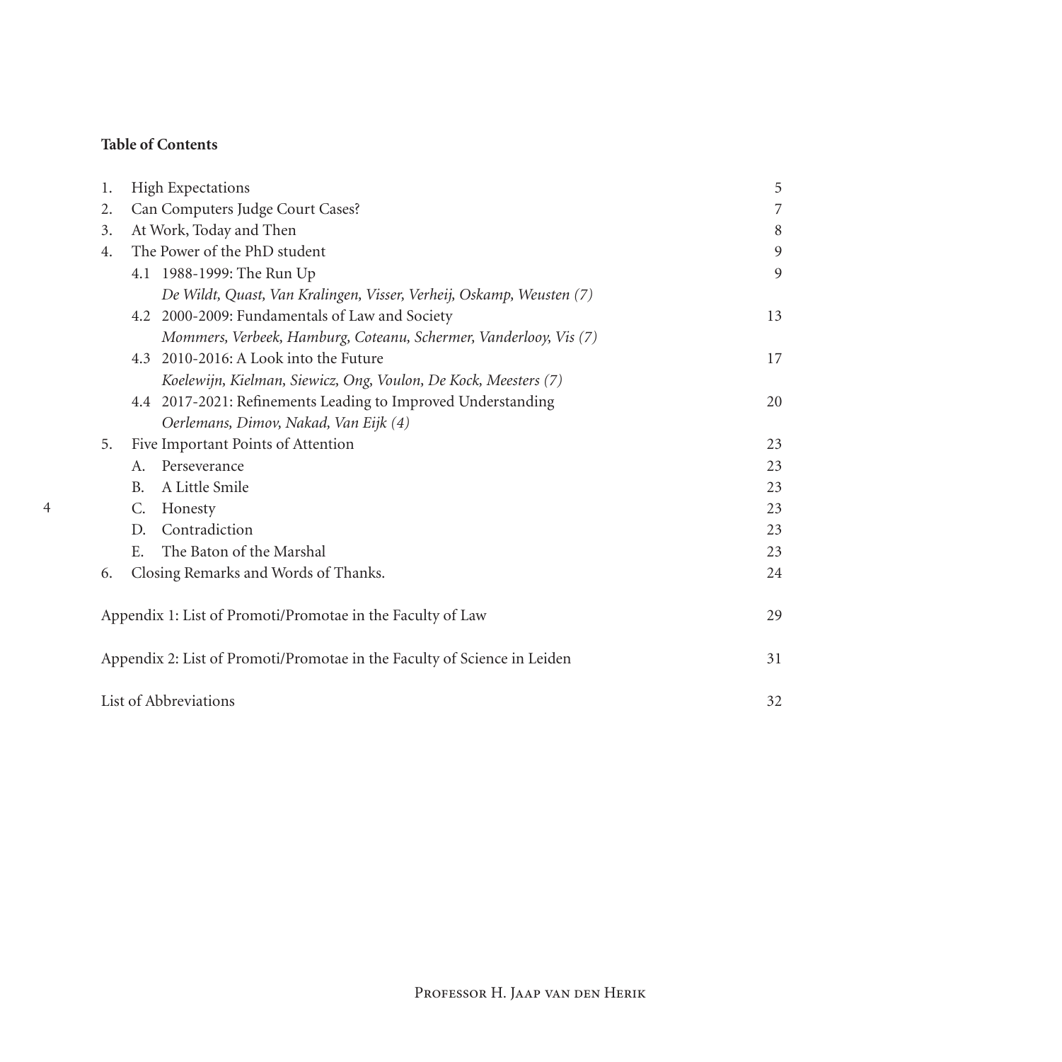**Table of Contents**

| | | |
|---|---|---|
| 1. | High Expectations | 5 |
| 2. | Can Computers Judge Court Cases? | 7 |
| 3. | At Work, Today and Then | 8 |
| 4. | The Power of the PhD student | 9 |
| | 4.1 1988-1999: The Run Up | 9 |
| | *De Wildt, Quast, Van Kralingen, Visser, Verheij, Oskamp, Weusten (7)* | |
| | 4.2 2000-2009: Fundamentals of Law and Society | 13 |
| | *Mommers, Verbeek, Hamburg, Coteanu, Schermer, Vanderlooy, Vis (7)* | |
| | 4.3 2010-2016: A Look into the Future | 17 |
| | *Koelewijn, Kielman, Siewicz, Ong, Voulon, De Kock, Meesters (7)* | |
| | 4.4 2017-2021: Refinements Leading to Improved Understanding | 20 |
| | *Oerlemans, Dimov, Nakad, Van Eijk (4)* | |
| 5. | Five Important Points of Attention | 23 |
| | A. Perseverance | 23 |
| | B. A Little Smile | 23 |
| | C. Honesty | 23 |
| | D. Contradiction | 23 |
| | E. The Baton of the Marshal | 23 |
| 6. | Closing Remarks and Words of Thanks. | 24 |
| | Appendix 1: List of Promoti/Promotae in the Faculty of Law | 29 |
| | Appendix 2: List of Promoti/Promotae in the Faculty of Science in Leiden | 31 |
| | List of Abbreviations | 32 |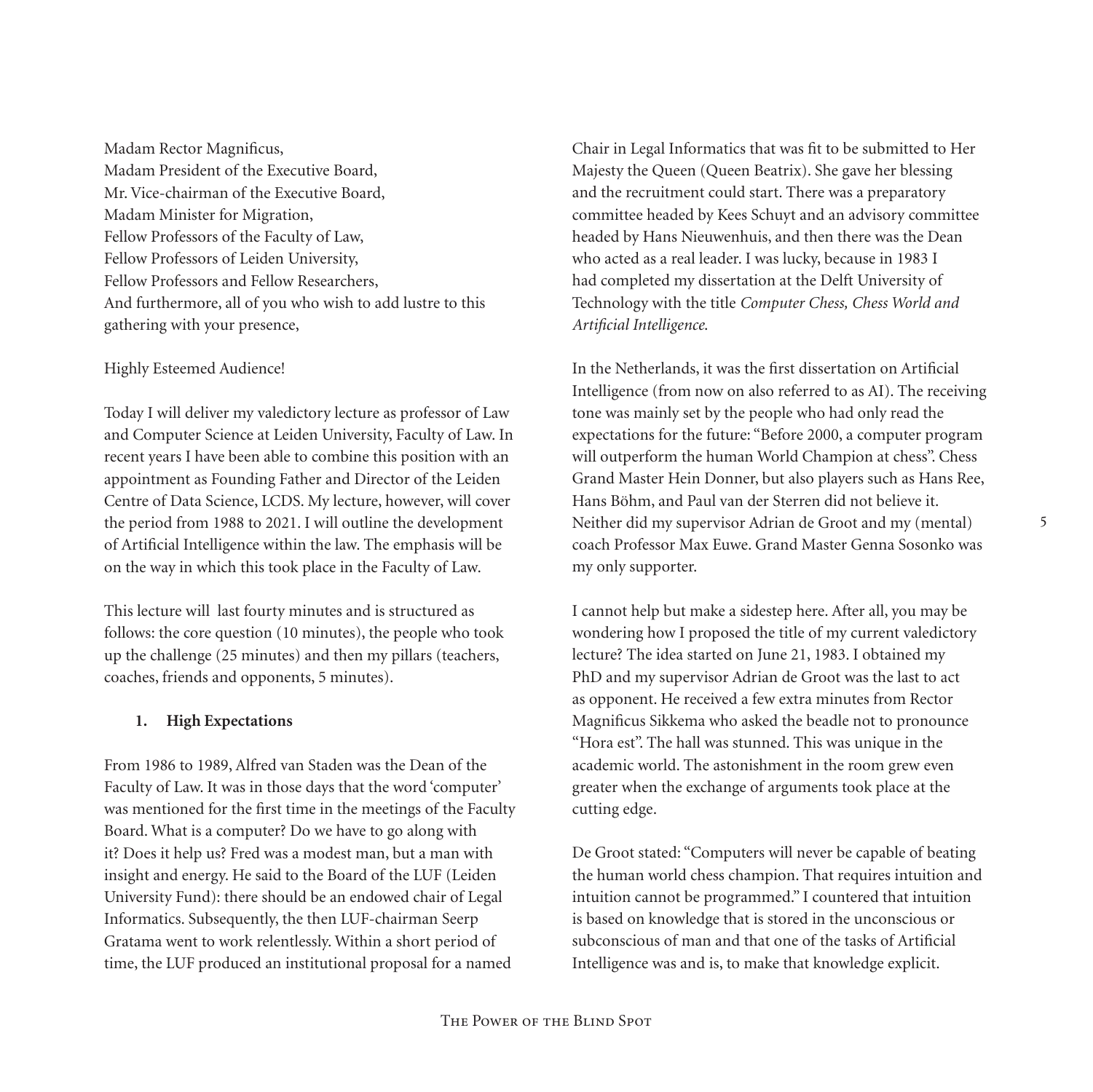Madam Rector Magnificus,
Madam President of the Executive Board,
Mr. Vice-chairman of the Executive Board,
Madam Minister for Migration,
Fellow Professors of the Faculty of Law,
Fellow Professors of Leiden University,
Fellow Professors and Fellow Researchers,
And furthermore, all of you who wish to add lustre to this gathering with your presence,

Highly Esteemed Audience!

Today I will deliver my valedictory lecture as professor of Law and Computer Science at Leiden University, Faculty of Law. In recent years I have been able to combine this position with an appointment as Founding Father and Director of the Leiden Centre of Data Science, LCDS. My lecture, however, will cover the period from 1988 to 2021. I will outline the development of Artificial Intelligence within the law. The emphasis will be on the way in which this took place in the Faculty of Law.

This lecture will last fourty minutes and is structured as follows: the core question (10 minutes), the people who took up the challenge (25 minutes) and then my pillars (teachers, coaches, friends and opponents, 5 minutes).

## 1. High Expectations

From 1986 to 1989, Alfred van Staden was the Dean of the Faculty of Law. It was in those days that the word 'computer' was mentioned for the first time in the meetings of the Faculty Board. What is a computer? Do we have to go along with it? Does it help us? Fred was a modest man, but a man with insight and energy. He said to the Board of the LUF (Leiden University Fund): there should be an endowed chair of Legal Informatics. Subsequently, the then LUF-chairman Seerp Gratama went to work relentlessly. Within a short period of time, the LUF produced an institutional proposal for a named Chair in Legal Informatics that was fit to be submitted to Her Majesty the Queen (Queen Beatrix). She gave her blessing and the recruitment could start. There was a preparatory committee headed by Kees Schuyt and an advisory committee headed by Hans Nieuwenhuis, and then there was the Dean who acted as a real leader. I was lucky, because in 1983 I had completed my dissertation at the Delft University of Technology with the title *Computer Chess, Chess World and Artificial Intelligence*.

In the Netherlands, it was the first dissertation on Artificial Intelligence (from now on also referred to as AI). The receiving tone was mainly set by the people who had only read the expectations for the future: "Before 2000, a computer program will outperform the human World Champion at chess". Chess Grand Master Hein Donner, but also players such as Hans Ree, Hans Böhm, and Paul van der Sterren did not believe it. Neither did my supervisor Adrian de Groot and my (mental) coach Professor Max Euwe. Grand Master Genna Sosonko was my only supporter.

I cannot help but make a sidestep here. After all, you may be wondering how I proposed the title of my current valedictory lecture? The idea started on June 21, 1983. I obtained my PhD and my supervisor Adrian de Groot was the last to act as opponent. He received a few extra minutes from Rector Magnificus Sikkema who asked the beadle not to pronounce "Hora est". The hall was stunned. This was unique in the academic world. The astonishment in the room grew even greater when the exchange of arguments took place at the cutting edge.

De Groot stated: "Computers will never be capable of beating the human world chess champion. That requires intuition and intuition cannot be programmed." I countered that intuition is based on knowledge that is stored in the unconscious or subconscious of man and that one of the tasks of Artificial Intelligence was and is, to make that knowledge explicit.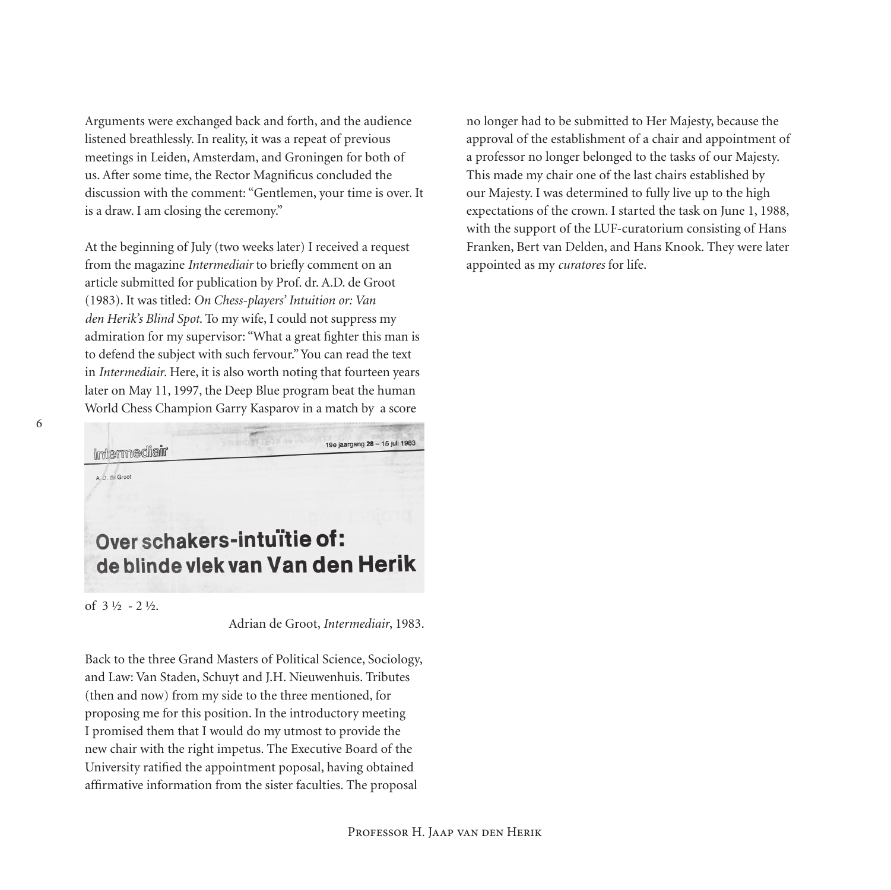Arguments were exchanged back and forth, and the audience listened breathlessly. In reality, it was a repeat of previous meetings in Leiden, Amsterdam, and Groningen for both of us. After some time, the Rector Magnificus concluded the discussion with the comment: "Gentlemen, your time is over. It is a draw. I am closing the ceremony."

At the beginning of July (two weeks later) I received a request from the magazine *Intermediair* to briefly comment on an article submitted for publication by Prof. dr. A.D. de Groot (1983). It was titled: *On Chess-players' Intuition or: Van den Herik's Blind Spot.* To my wife, I could not suppress my admiration for my supervisor: "What a great fighter this man is to defend the subject with such fervour." You can read the text in *Intermediair*. Here, it is also worth noting that fourteen years later on May 11, 1997, the Deep Blue program beat the human World Chess Champion Garry Kasparov in a match by a score of 3 ½ - 2 ½.

intermediair

19e jaargang 28 – 15 juli 1983

A. D. de Groot

**Over schakers-intuïtie of: de blinde vlek van Van den Herik**

Adrian de Groot, *Intermediair*, 1983.

Back to the three Grand Masters of Political Science, Sociology, and Law: Van Staden, Schuyt and J.H. Nieuwenhuis. Tributes (then and now) from my side to the three mentioned, for proposing me for this position. In the introductory meeting I promised them that I would do my utmost to provide the new chair with the right impetus. The Executive Board of the University ratified the appointment poposal, having obtained affirmative information from the sister faculties. The proposal no longer had to be submitted to Her Majesty, because the approval of the establishment of a chair and appointment of a professor no longer belonged to the tasks of our Majesty. This made my chair one of the last chairs established by our Majesty. I was determined to fully live up to the high expectations of the crown. I started the task on June 1, 1988, with the support of the LUF-curatorium consisting of Hans Franken, Bert van Delden, and Hans Knook. They were later appointed as my *curatores* for life.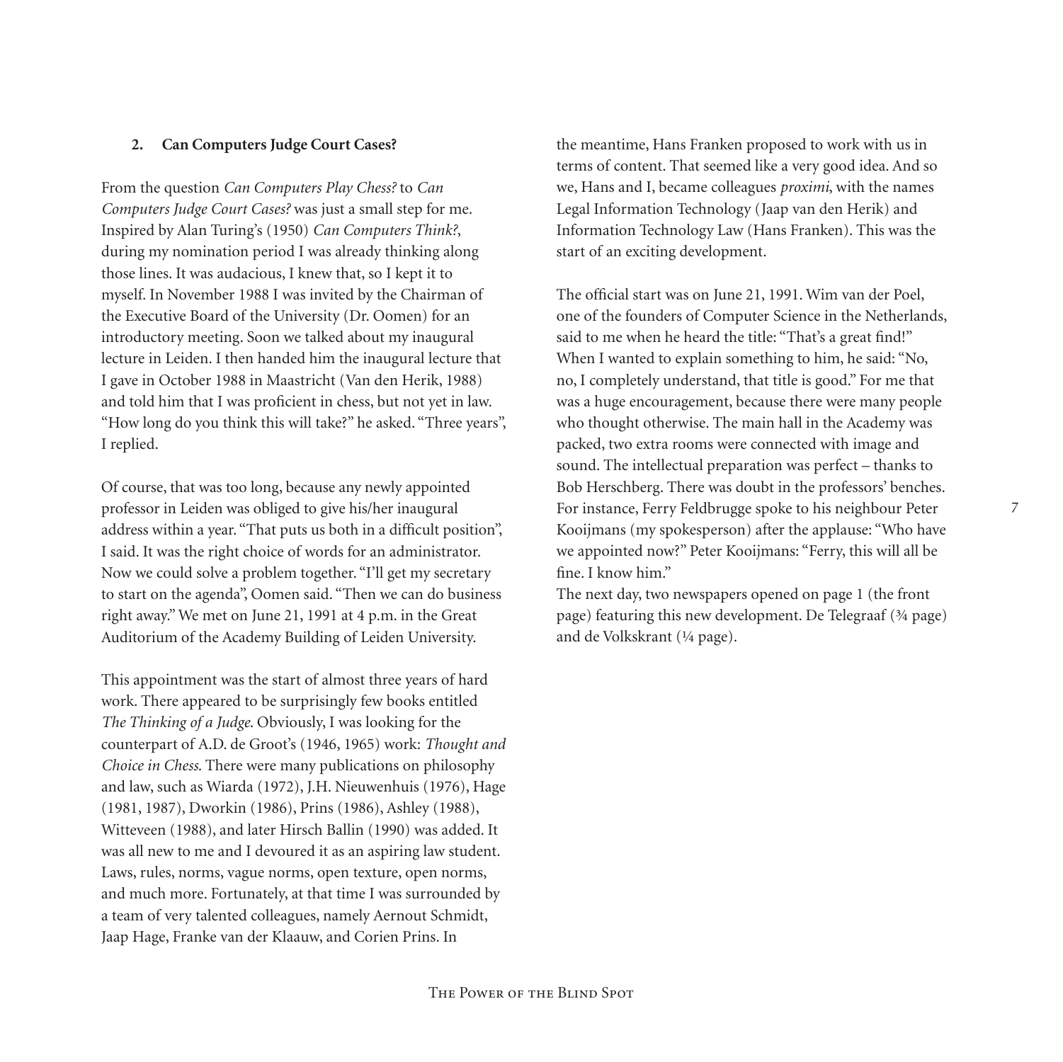## 2. Can Computers Judge Court Cases?

From the question *Can Computers Play Chess?* to *Can Computers Judge Court Cases?* was just a small step for me. Inspired by Alan Turing's (1950) *Can Computers Think?*, during my nomination period I was already thinking along those lines. It was audacious, I knew that, so I kept it to myself. In November 1988 I was invited by the Chairman of the Executive Board of the University (Dr. Oomen) for an introductory meeting. Soon we talked about my inaugural lecture in Leiden. I then handed him the inaugural lecture that I gave in October 1988 in Maastricht (Van den Herik, 1988) and told him that I was proficient in chess, but not yet in law. "How long do you think this will take?" he asked. "Three years", I replied.

Of course, that was too long, because any newly appointed professor in Leiden was obliged to give his/her inaugural address within a year. "That puts us both in a difficult position", I said. It was the right choice of words for an administrator. Now we could solve a problem together. "I'll get my secretary to start on the agenda", Oomen said. "Then we can do business right away." We met on June 21, 1991 at 4 p.m. in the Great Auditorium of the Academy Building of Leiden University.

This appointment was the start of almost three years of hard work. There appeared to be surprisingly few books entitled *The Thinking of a Judge*. Obviously, I was looking for the counterpart of A.D. de Groot's (1946, 1965) work: *Thought and Choice in Chess*. There were many publications on philosophy and law, such as Wiarda (1972), J.H. Nieuwenhuis (1976), Hage (1981, 1987), Dworkin (1986), Prins (1986), Ashley (1988), Witteveen (1988), and later Hirsch Ballin (1990) was added. It was all new to me and I devoured it as an aspiring law student. Laws, rules, norms, vague norms, open texture, open norms, and much more. Fortunately, at that time I was surrounded by a team of very talented colleagues, namely Aernout Schmidt, Jaap Hage, Franke van der Klaauw, and Corien Prins. In the meantime, Hans Franken proposed to work with us in terms of content. That seemed like a very good idea. And so we, Hans and I, became colleagues *proximi*, with the names Legal Information Technology (Jaap van den Herik) and Information Technology Law (Hans Franken). This was the start of an exciting development.

The official start was on June 21, 1991. Wim van der Poel, one of the founders of Computer Science in the Netherlands, said to me when he heard the title: "That's a great find!" When I wanted to explain something to him, he said: "No, no, I completely understand, that title is good." For me that was a huge encouragement, because there were many people who thought otherwise. The main hall in the Academy was packed, two extra rooms were connected with image and sound. The intellectual preparation was perfect – thanks to Bob Herschberg. There was doubt in the professors' benches. For instance, Ferry Feldbrugge spoke to his neighbour Peter Kooijmans (my spokesperson) after the applause: "Who have we appointed now?" Peter Kooijmans: "Ferry, this will all be fine. I know him."

The next day, two newspapers opened on page 1 (the front page) featuring this new development. De Telegraaf (¾ page) and de Volkskrant (¼ page).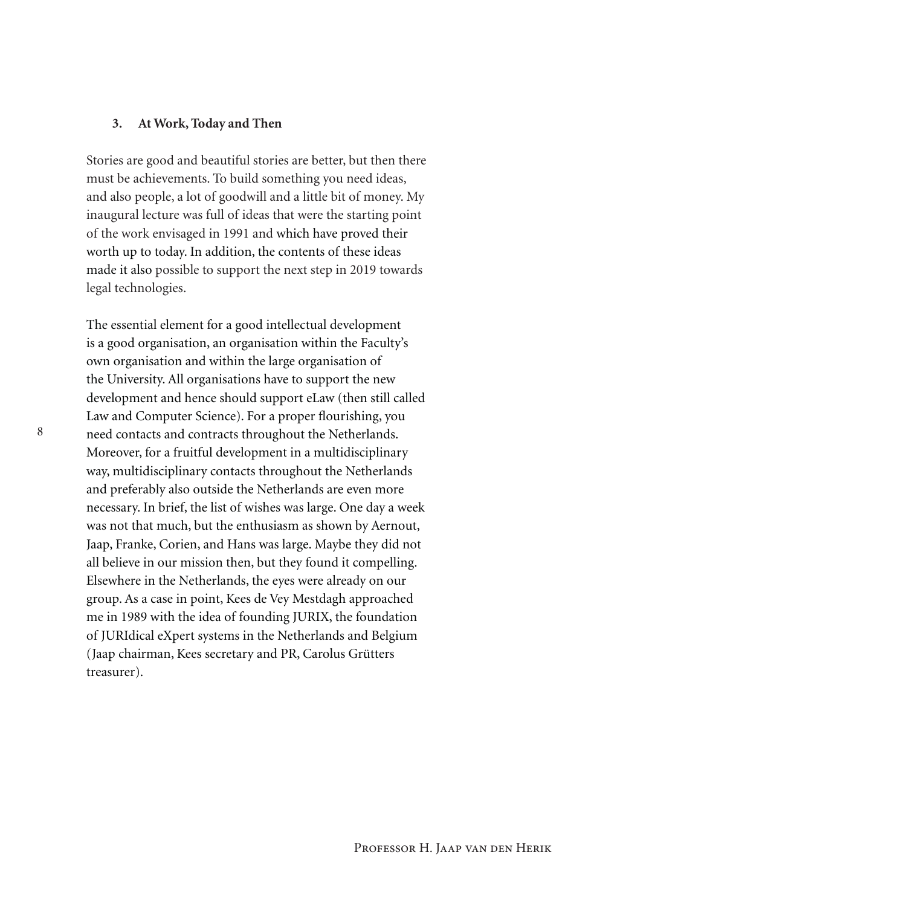### 3. At Work, Today and Then

Stories are good and beautiful stories are better, but then there must be achievements. To build something you need ideas, and also people, a lot of goodwill and a little bit of money. My inaugural lecture was full of ideas that were the starting point of the work envisaged in 1991 and which have proved their worth up to today. In addition, the contents of these ideas made it also possible to support the next step in 2019 towards legal technologies.

The essential element for a good intellectual development is a good organisation, an organisation within the Faculty's own organisation and within the large organisation of the University. All organisations have to support the new development and hence should support eLaw (then still called Law and Computer Science). For a proper flourishing, you need contacts and contracts throughout the Netherlands. Moreover, for a fruitful development in a multidisciplinary way, multidisciplinary contacts throughout the Netherlands and preferably also outside the Netherlands are even more necessary. In brief, the list of wishes was large. One day a week was not that much, but the enthusiasm as shown by Aernout, Jaap, Franke, Corien, and Hans was large. Maybe they did not all believe in our mission then, but they found it compelling. Elsewhere in the Netherlands, the eyes were already on our group. As a case in point, Kees de Vey Mestdagh approached me in 1989 with the idea of founding JURIX, the foundation of JURIdical eXpert systems in the Netherlands and Belgium (Jaap chairman, Kees secretary and PR, Carolus Grütters treasurer).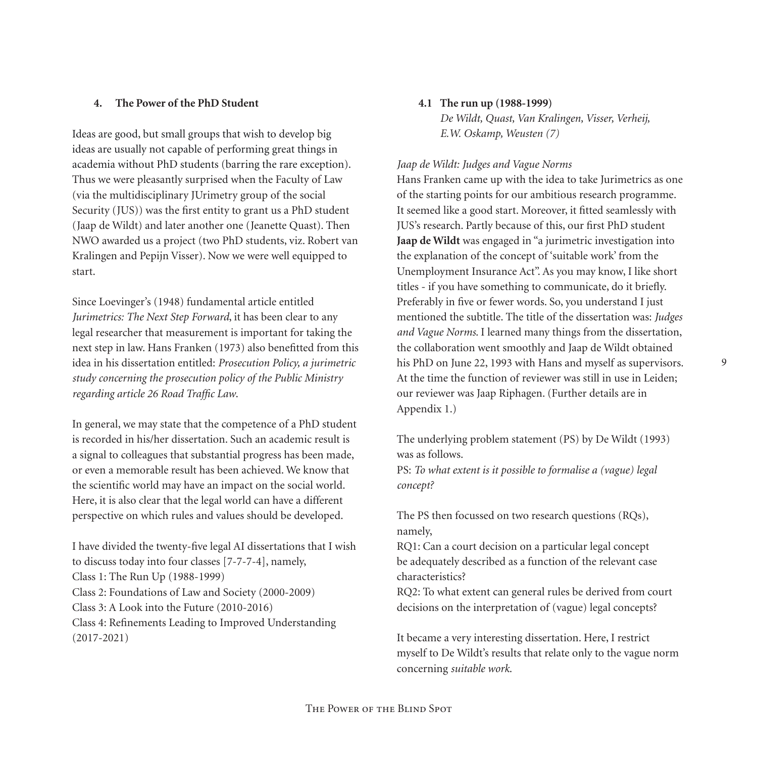## 4. The Power of the PhD Student

Ideas are good, but small groups that wish to develop big ideas are usually not capable of performing great things in academia without PhD students (barring the rare exception). Thus we were pleasantly surprised when the Faculty of Law (via the multidisciplinary JUrimetry group of the social Security (JUS)) was the first entity to grant us a PhD student (Jaap de Wildt) and later another one (Jeanette Quast). Then NWO awarded us a project (two PhD students, viz. Robert van Kralingen and Pepijn Visser). Now we were well equipped to start.

Since Loevinger's (1948) fundamental article entitled *Jurimetrics: The Next Step Forward*, it has been clear to any legal researcher that measurement is important for taking the next step in law. Hans Franken (1973) also benefitted from this idea in his dissertation entitled: *Prosecution Policy, a jurimetric study concerning the prosecution policy of the Public Ministry regarding article 26 Road Traffic Law*.

In general, we may state that the competence of a PhD student is recorded in his/her dissertation. Such an academic result is a signal to colleagues that substantial progress has been made, or even a memorable result has been achieved. We know that the scientific world may have an impact on the social world. Here, it is also clear that the legal world can have a different perspective on which rules and values should be developed.

I have divided the twenty-five legal AI dissertations that I wish to discuss today into four classes [7-7-7-4], namely,
Class 1: The Run Up (1988-1999)
Class 2: Foundations of Law and Society (2000-2009)
Class 3: A Look into the Future (2010-2016)
Class 4: Refinements Leading to Improved Understanding (2017-2021)

### 4.1 The run up (1988-1999)

*De Wildt, Quast, Van Kralingen, Visser, Verheij, E.W. Oskamp, Weusten (7)*

*Jaap de Wildt: Judges and Vague Norms*

Hans Franken came up with the idea to take Jurimetrics as one of the starting points for our ambitious research programme. It seemed like a good start. Moreover, it fitted seamlessly with JUS's research. Partly because of this, our first PhD student **Jaap de Wildt** was engaged in "a jurimetric investigation into the explanation of the concept of 'suitable work' from the Unemployment Insurance Act". As you may know, I like short titles - if you have something to communicate, do it briefly. Preferably in five or fewer words. So, you understand I just mentioned the subtitle. The title of the dissertation was: *Judges and Vague Norms*. I learned many things from the dissertation, the collaboration went smoothly and Jaap de Wildt obtained his PhD on June 22, 1993 with Hans and myself as supervisors. At the time the function of reviewer was still in use in Leiden; our reviewer was Jaap Riphagen. (Further details are in Appendix 1.)

The underlying problem statement (PS) by De Wildt (1993) was as follows.
PS: *To what extent is it possible to formalise a (vague) legal concept?*

The PS then focussed on two research questions (RQs), namely,
RQ1: Can a court decision on a particular legal concept be adequately described as a function of the relevant case characteristics?
RQ2: To what extent can general rules be derived from court decisions on the interpretation of (vague) legal concepts?

It became a very interesting dissertation. Here, I restrict myself to De Wildt's results that relate only to the vague norm concerning *suitable work*.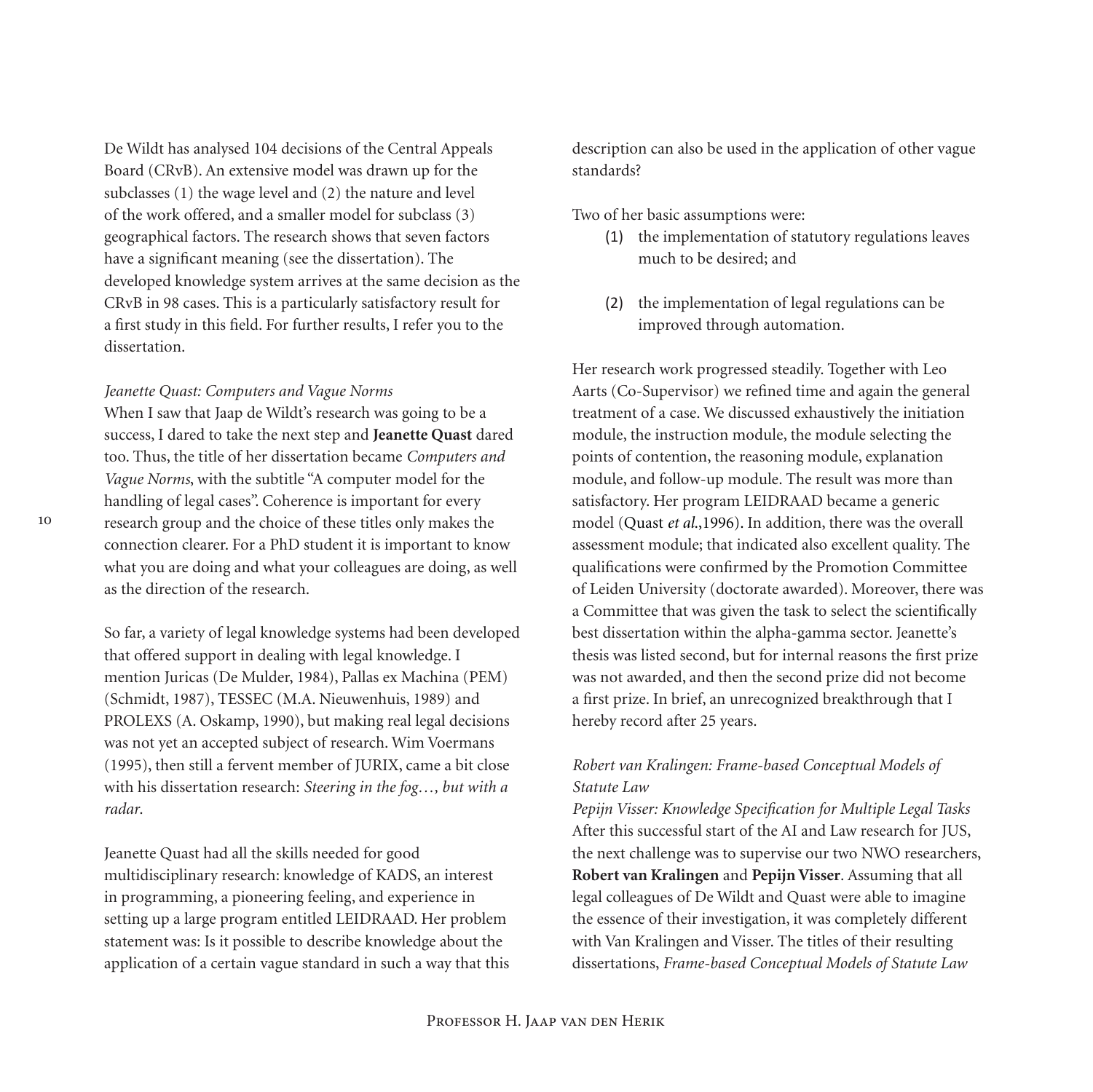De Wildt has analysed 104 decisions of the Central Appeals Board (CRvB). An extensive model was drawn up for the subclasses (1) the wage level and (2) the nature and level of the work offered, and a smaller model for subclass (3) geographical factors. The research shows that seven factors have a significant meaning (see the dissertation). The developed knowledge system arrives at the same decision as the CRvB in 98 cases. This is a particularly satisfactory result for a first study in this field. For further results, I refer you to the dissertation.

*Jeanette Quast: Computers and Vague Norms*

When I saw that Jaap de Wildt's research was going to be a success, I dared to take the next step and **Jeanette Quast** dared too. Thus, the title of her dissertation became *Computers and Vague Norms*, with the subtitle "A computer model for the handling of legal cases". Coherence is important for every research group and the choice of these titles only makes the connection clearer. For a PhD student it is important to know what you are doing and what your colleagues are doing, as well as the direction of the research.

So far, a variety of legal knowledge systems had been developed that offered support in dealing with legal knowledge. I mention Juricas (De Mulder, 1984), Pallas ex Machina (PEM) (Schmidt, 1987), TESSEC (M.A. Nieuwenhuis, 1989) and PROLEXS (A. Oskamp, 1990), but making real legal decisions was not yet an accepted subject of research. Wim Voermans (1995), then still a fervent member of JURIX, came a bit close with his dissertation research: *Steering in the fog…, but with a radar*.

Jeanette Quast had all the skills needed for good multidisciplinary research: knowledge of KADS, an interest in programming, a pioneering feeling, and experience in setting up a large program entitled LEIDRAAD. Her problem statement was: Is it possible to describe knowledge about the application of a certain vague standard in such a way that this description can also be used in the application of other vague standards?

Two of her basic assumptions were:

(1) the implementation of statutory regulations leaves much to be desired; and

(2) the implementation of legal regulations can be improved through automation.

Her research work progressed steadily. Together with Leo Aarts (Co-Supervisor) we refined time and again the general treatment of a case. We discussed exhaustively the initiation module, the instruction module, the module selecting the points of contention, the reasoning module, explanation module, and follow-up module. The result was more than satisfactory. Her program LEIDRAAD became a generic model (Quast *et al.*,1996). In addition, there was the overall assessment module; that indicated also excellent quality. The qualifications were confirmed by the Promotion Committee of Leiden University (doctorate awarded). Moreover, there was a Committee that was given the task to select the scientifically best dissertation within the alpha-gamma sector. Jeanette's thesis was listed second, but for internal reasons the first prize was not awarded, and then the second prize did not become a first prize. In brief, an unrecognized breakthrough that I hereby record after 25 years.

*Robert van Kralingen: Frame-based Conceptual Models of Statute Law*

*Pepijn Visser: Knowledge Specification for Multiple Legal Tasks*

After this successful start of the AI and Law research for JUS, the next challenge was to supervise our two NWO researchers, **Robert van Kralingen** and **Pepijn Visser**. Assuming that all legal colleagues of De Wildt and Quast were able to imagine the essence of their investigation, it was completely different with Van Kralingen and Visser. The titles of their resulting dissertations, *Frame-based Conceptual Models of Statute Law*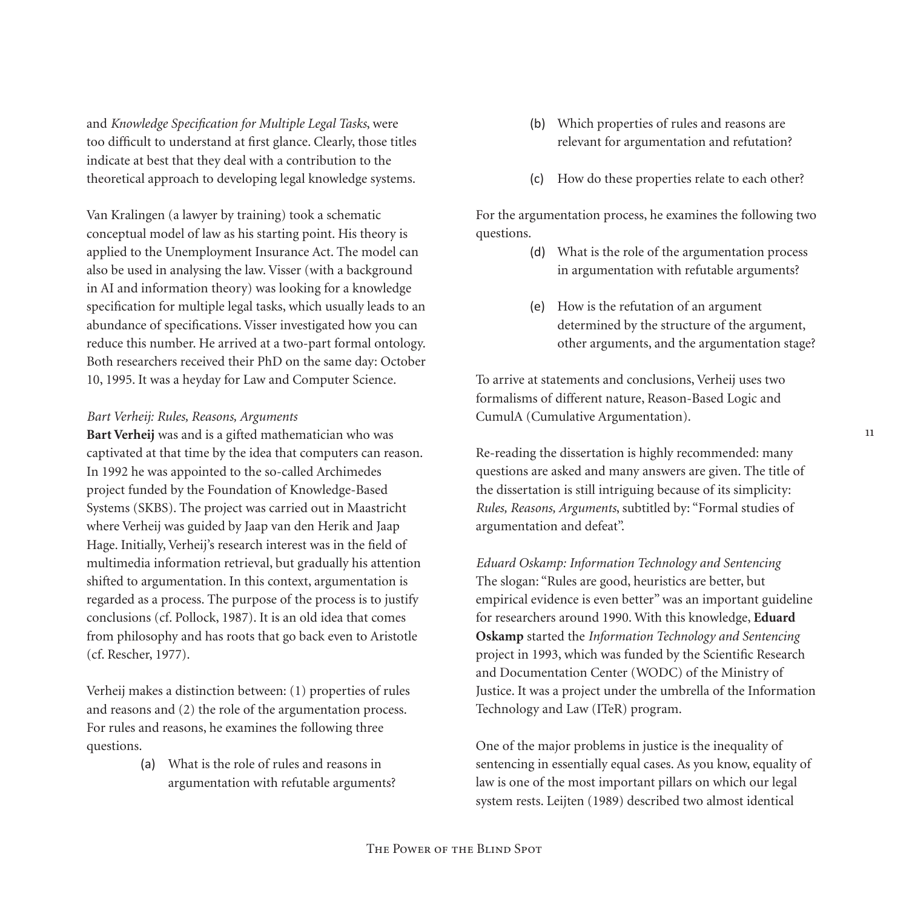and *Knowledge Specification for Multiple Legal Tasks*, were too difficult to understand at first glance. Clearly, those titles indicate at best that they deal with a contribution to the theoretical approach to developing legal knowledge systems.

Van Kralingen (a lawyer by training) took a schematic conceptual model of law as his starting point. His theory is applied to the Unemployment Insurance Act. The model can also be used in analysing the law. Visser (with a background in AI and information theory) was looking for a knowledge specification for multiple legal tasks, which usually leads to an abundance of specifications. Visser investigated how you can reduce this number. He arrived at a two-part formal ontology. Both researchers received their PhD on the same day: October 10, 1995. It was a heyday for Law and Computer Science.

*Bart Verheij: Rules, Reasons, Arguments*

**Bart Verheij** was and is a gifted mathematician who was captivated at that time by the idea that computers can reason. In 1992 he was appointed to the so-called Archimedes project funded by the Foundation of Knowledge-Based Systems (SKBS). The project was carried out in Maastricht where Verheij was guided by Jaap van den Herik and Jaap Hage. Initially, Verheij's research interest was in the field of multimedia information retrieval, but gradually his attention shifted to argumentation. In this context, argumentation is regarded as a process. The purpose of the process is to justify conclusions (cf. Pollock, 1987). It is an old idea that comes from philosophy and has roots that go back even to Aristotle (cf. Rescher, 1977).

Verheij makes a distinction between: (1) properties of rules and reasons and (2) the role of the argumentation process. For rules and reasons, he examines the following three questions.

(a) What is the role of rules and reasons in argumentation with refutable arguments?

(b) Which properties of rules and reasons are relevant for argumentation and refutation?

(c) How do these properties relate to each other?

For the argumentation process, he examines the following two questions.

(d) What is the role of the argumentation process in argumentation with refutable arguments?

(e) How is the refutation of an argument determined by the structure of the argument, other arguments, and the argumentation stage?

To arrive at statements and conclusions, Verheij uses two formalisms of different nature, Reason-Based Logic and CumulA (Cumulative Argumentation).

Re-reading the dissertation is highly recommended: many questions are asked and many answers are given. The title of the dissertation is still intriguing because of its simplicity: *Rules, Reasons, Arguments*, subtitled by: "Formal studies of argumentation and defeat".

*Eduard Oskamp: Information Technology and Sentencing*

The slogan: "Rules are good, heuristics are better, but empirical evidence is even better" was an important guideline for researchers around 1990. With this knowledge, **Eduard Oskamp** started the *Information Technology and Sentencing* project in 1993, which was funded by the Scientific Research and Documentation Center (WODC) of the Ministry of Justice. It was a project under the umbrella of the Information Technology and Law (ITeR) program.

One of the major problems in justice is the inequality of sentencing in essentially equal cases. As you know, equality of law is one of the most important pillars on which our legal system rests. Leijten (1989) described two almost identical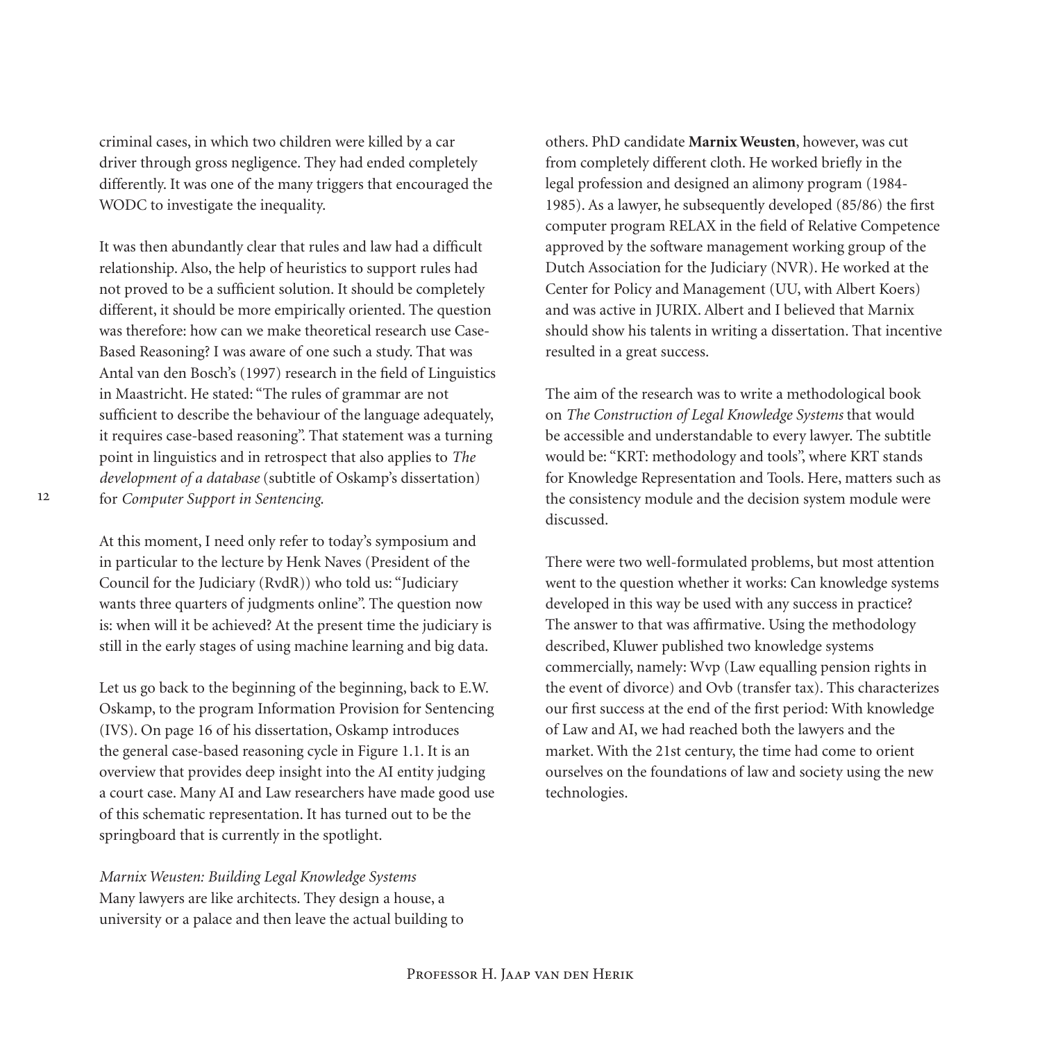criminal cases, in which two children were killed by a car driver through gross negligence. They had ended completely differently. It was one of the many triggers that encouraged the WODC to investigate the inequality.

It was then abundantly clear that rules and law had a difficult relationship. Also, the help of heuristics to support rules had not proved to be a sufficient solution. It should be completely different, it should be more empirically oriented. The question was therefore: how can we make theoretical research use Case-Based Reasoning? I was aware of one such a study. That was Antal van den Bosch's (1997) research in the field of Linguistics in Maastricht. He stated: "The rules of grammar are not sufficient to describe the behaviour of the language adequately, it requires case-based reasoning". That statement was a turning point in linguistics and in retrospect that also applies to *The development of a database* (subtitle of Oskamp's dissertation) for *Computer Support in Sentencing.*

At this moment, I need only refer to today's symposium and in particular to the lecture by Henk Naves (President of the Council for the Judiciary (RvdR)) who told us: "Judiciary wants three quarters of judgments online". The question now is: when will it be achieved? At the present time the judiciary is still in the early stages of using machine learning and big data.

Let us go back to the beginning of the beginning, back to E.W. Oskamp, to the program Information Provision for Sentencing (IVS). On page 16 of his dissertation, Oskamp introduces the general case-based reasoning cycle in Figure 1.1. It is an overview that provides deep insight into the AI entity judging a court case. Many AI and Law researchers have made good use of this schematic representation. It has turned out to be the springboard that is currently in the spotlight.

*Marnix Weusten: Building Legal Knowledge Systems*
Many lawyers are like architects. They design a house, a university or a palace and then leave the actual building to others. PhD candidate **Marnix Weusten**, however, was cut from completely different cloth. He worked briefly in the legal profession and designed an alimony program (1984-1985). As a lawyer, he subsequently developed (85/86) the first computer program RELAX in the field of Relative Competence approved by the software management working group of the Dutch Association for the Judiciary (NVR). He worked at the Center for Policy and Management (UU, with Albert Koers) and was active in JURIX. Albert and I believed that Marnix should show his talents in writing a dissertation. That incentive resulted in a great success.

The aim of the research was to write a methodological book on *The Construction of Legal Knowledge Systems* that would be accessible and understandable to every lawyer. The subtitle would be: "KRT: methodology and tools", where KRT stands for Knowledge Representation and Tools. Here, matters such as the consistency module and the decision system module were discussed.

There were two well-formulated problems, but most attention went to the question whether it works: Can knowledge systems developed in this way be used with any success in practice? The answer to that was affirmative. Using the methodology described, Kluwer published two knowledge systems commercially, namely: Wvp (Law equalling pension rights in the event of divorce) and Ovb (transfer tax). This characterizes our first success at the end of the first period: With knowledge of Law and AI, we had reached both the lawyers and the market. With the 21st century, the time had come to orient ourselves on the foundations of law and society using the new technologies.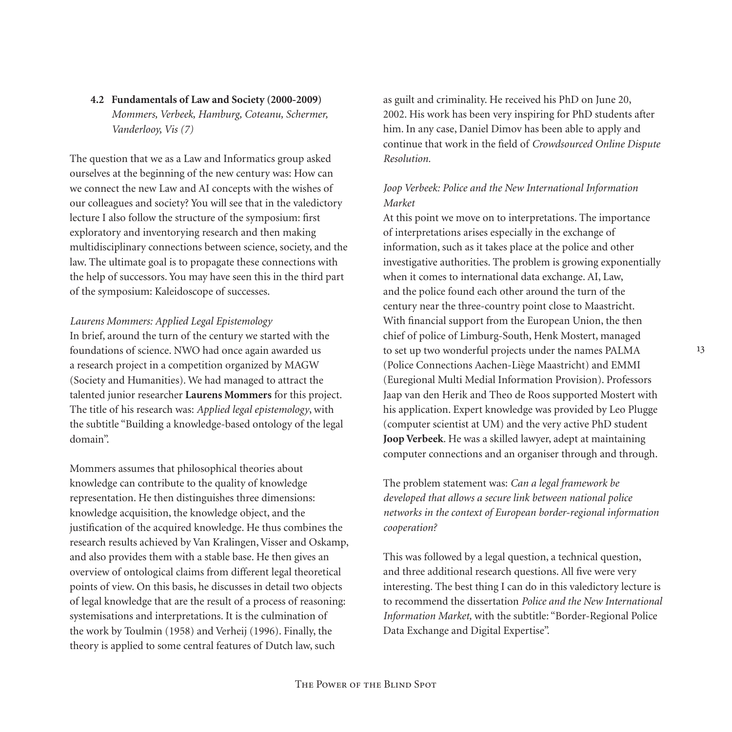### 4.2 Fundamentals of Law and Society (2000-2009)

*Mommers, Verbeek, Hamburg, Coteanu, Schermer, Vanderlooy, Vis (7)*

The question that we as a Law and Informatics group asked ourselves at the beginning of the new century was: How can we connect the new Law and AI concepts with the wishes of our colleagues and society? You will see that in the valedictory lecture I also follow the structure of the symposium: first exploratory and inventorying research and then making multidisciplinary connections between science, society, and the law. The ultimate goal is to propagate these connections with the help of successors. You may have seen this in the third part of the symposium: Kaleidoscope of successes.

*Laurens Mommers: Applied Legal Epistemology*

In brief, around the turn of the century we started with the foundations of science. NWO had once again awarded us a research project in a competition organized by MAGW (Society and Humanities). We had managed to attract the talented junior researcher **Laurens Mommers** for this project. The title of his research was: *Applied legal epistemology*, with the subtitle "Building a knowledge-based ontology of the legal domain".

Mommers assumes that philosophical theories about knowledge can contribute to the quality of knowledge representation. He then distinguishes three dimensions: knowledge acquisition, the knowledge object, and the justification of the acquired knowledge. He thus combines the research results achieved by Van Kralingen, Visser and Oskamp, and also provides them with a stable base. He then gives an overview of ontological claims from different legal theoretical points of view. On this basis, he discusses in detail two objects of legal knowledge that are the result of a process of reasoning: systemisations and interpretations. It is the culmination of the work by Toulmin (1958) and Verheij (1996). Finally, the theory is applied to some central features of Dutch law, such as guilt and criminality. He received his PhD on June 20, 2002. His work has been very inspiring for PhD students after him. In any case, Daniel Dimov has been able to apply and continue that work in the field of *Crowdsourced Online Dispute Resolution.*

*Joop Verbeek: Police and the New International Information Market*

At this point we move on to interpretations. The importance of interpretations arises especially in the exchange of information, such as it takes place at the police and other investigative authorities. The problem is growing exponentially when it comes to international data exchange. AI, Law, and the police found each other around the turn of the century near the three-country point close to Maastricht. With financial support from the European Union, the then chief of police of Limburg-South, Henk Mostert, managed to set up two wonderful projects under the names PALMA (Police Connections Aachen-Liège Maastricht) and EMMI (Euregional Multi Medial Information Provision). Professors Jaap van den Herik and Theo de Roos supported Mostert with his application. Expert knowledge was provided by Leo Plugge (computer scientist at UM) and the very active PhD student **Joop Verbeek**. He was a skilled lawyer, adept at maintaining computer connections and an organiser through and through.

The problem statement was: *Can a legal framework be developed that allows a secure link between national police networks in the context of European border-regional information cooperation?*

This was followed by a legal question, a technical question, and three additional research questions. All five were very interesting. The best thing I can do in this valedictory lecture is to recommend the dissertation *Police and the New International Information Market,* with the subtitle: "Border-Regional Police Data Exchange and Digital Expertise".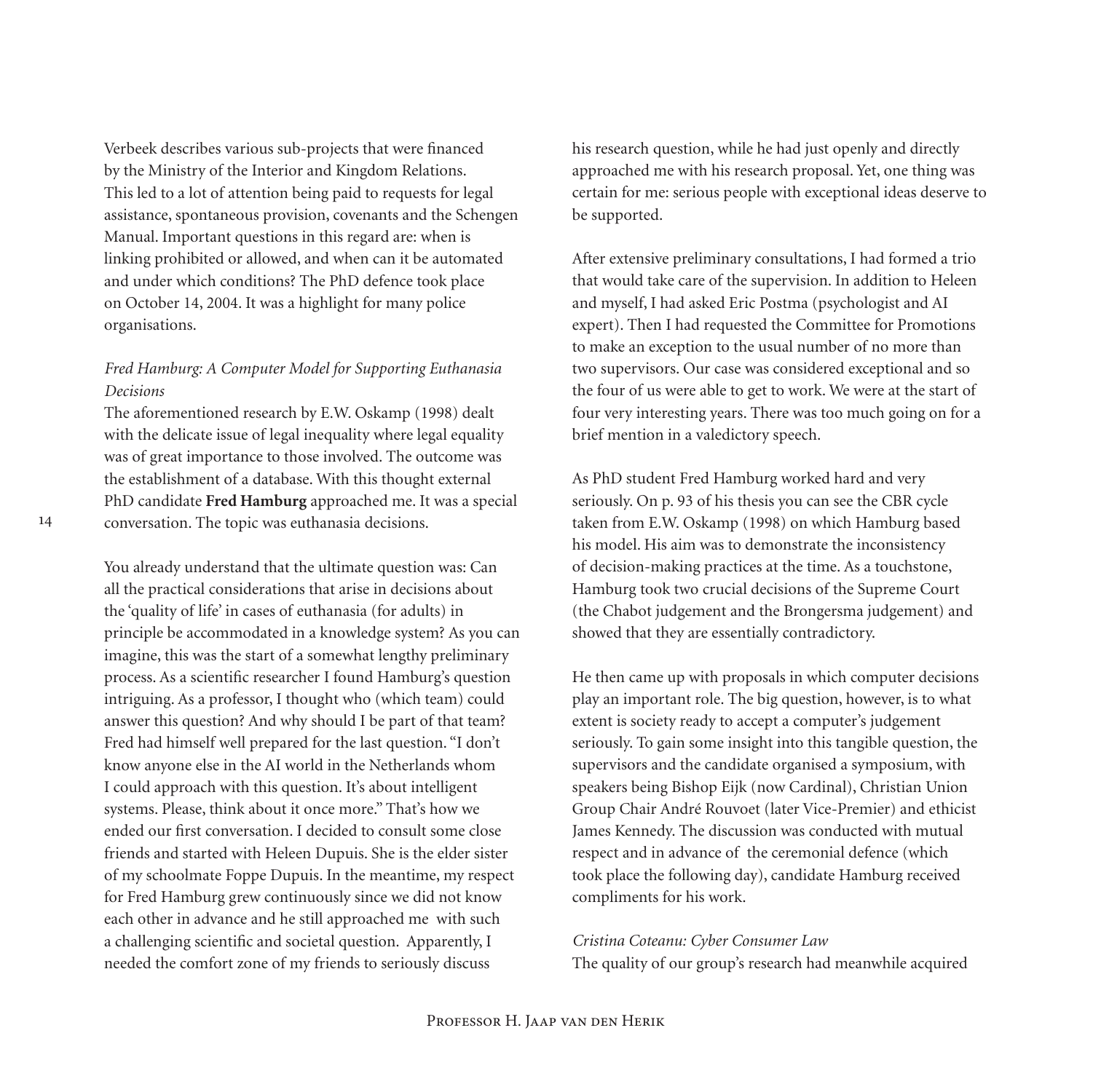Verbeek describes various sub-projects that were financed by the Ministry of the Interior and Kingdom Relations. This led to a lot of attention being paid to requests for legal assistance, spontaneous provision, covenants and the Schengen Manual. Important questions in this regard are: when is linking prohibited or allowed, and when can it be automated and under which conditions? The PhD defence took place on October 14, 2004. It was a highlight for many police organisations.

*Fred Hamburg: A Computer Model for Supporting Euthanasia Decisions*

The aforementioned research by E.W. Oskamp (1998) dealt with the delicate issue of legal inequality where legal equality was of great importance to those involved. The outcome was the establishment of a database. With this thought external PhD candidate **Fred Hamburg** approached me. It was a special conversation. The topic was euthanasia decisions.

You already understand that the ultimate question was: Can all the practical considerations that arise in decisions about the 'quality of life' in cases of euthanasia (for adults) in principle be accommodated in a knowledge system? As you can imagine, this was the start of a somewhat lengthy preliminary process. As a scientific researcher I found Hamburg's question intriguing. As a professor, I thought who (which team) could answer this question? And why should I be part of that team? Fred had himself well prepared for the last question. "I don't know anyone else in the AI world in the Netherlands whom I could approach with this question. It's about intelligent systems. Please, think about it once more." That's how we ended our first conversation. I decided to consult some close friends and started with Heleen Dupuis. She is the elder sister of my schoolmate Foppe Dupuis. In the meantime, my respect for Fred Hamburg grew continuously since we did not know each other in advance and he still approached me with such a challenging scientific and societal question. Apparently, I needed the comfort zone of my friends to seriously discuss his research question, while he had just openly and directly approached me with his research proposal. Yet, one thing was certain for me: serious people with exceptional ideas deserve to be supported.

After extensive preliminary consultations, I had formed a trio that would take care of the supervision. In addition to Heleen and myself, I had asked Eric Postma (psychologist and AI expert). Then I had requested the Committee for Promotions to make an exception to the usual number of no more than two supervisors. Our case was considered exceptional and so the four of us were able to get to work. We were at the start of four very interesting years. There was too much going on for a brief mention in a valedictory speech.

As PhD student Fred Hamburg worked hard and very seriously. On p. 93 of his thesis you can see the CBR cycle taken from E.W. Oskamp (1998) on which Hamburg based his model. His aim was to demonstrate the inconsistency of decision-making practices at the time. As a touchstone, Hamburg took two crucial decisions of the Supreme Court (the Chabot judgement and the Brongersma judgement) and showed that they are essentially contradictory.

He then came up with proposals in which computer decisions play an important role. The big question, however, is to what extent is society ready to accept a computer's judgement seriously. To gain some insight into this tangible question, the supervisors and the candidate organised a symposium, with speakers being Bishop Eijk (now Cardinal), Christian Union Group Chair André Rouvoet (later Vice-Premier) and ethicist James Kennedy. The discussion was conducted with mutual respect and in advance of the ceremonial defence (which took place the following day), candidate Hamburg received compliments for his work.

*Cristina Coteanu: Cyber Consumer Law*

The quality of our group's research had meanwhile acquired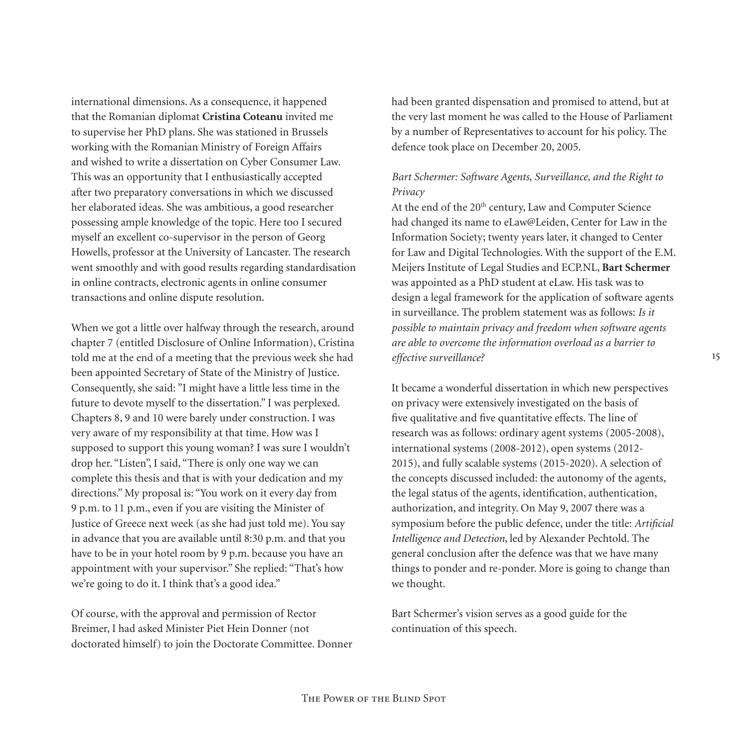international dimensions. As a consequence, it happened that the Romanian diplomat **Cristina Coteanu** invited me to supervise her PhD plans. She was stationed in Brussels working with the Romanian Ministry of Foreign Affairs and wished to write a dissertation on Cyber Consumer Law. This was an opportunity that I enthusiastically accepted after two preparatory conversations in which we discussed her elaborated ideas. She was ambitious, a good researcher possessing ample knowledge of the topic. Here too I secured myself an excellent co-supervisor in the person of Georg Howells, professor at the University of Lancaster. The research went smoothly and with good results regarding standardisation in online contracts, electronic agents in online consumer transactions and online dispute resolution.

When we got a little over halfway through the research, around chapter 7 (entitled Disclosure of Online Information), Cristina told me at the end of a meeting that the previous week she had been appointed Secretary of State of the Ministry of Justice. Consequently, she said: "I might have a little less time in the future to devote myself to the dissertation." I was perplexed. Chapters 8, 9 and 10 were barely under construction. I was very aware of my responsibility at that time. How was I supposed to support this young woman? I was sure I wouldn't drop her. "Listen", I said, "There is only one way we can complete this thesis and that is with your dedication and my directions." My proposal is: "You work on it every day from 9 p.m. to 11 p.m., even if you are visiting the Minister of Justice of Greece next week (as she had just told me). You say in advance that you are available until 8:30 p.m. and that you have to be in your hotel room by 9 p.m. because you have an appointment with your supervisor." She replied: "That's how we're going to do it. I think that's a good idea."

Of course, with the approval and permission of Rector Breimer, I had asked Minister Piet Hein Donner (not doctorated himself) to join the Doctorate Committee. Donner had been granted dispensation and promised to attend, but at the very last moment he was called to the House of Parliament by a number of Representatives to account for his policy. The defence took place on December 20, 2005.

*Bart Schermer: Software Agents, Surveillance, and the Right to Privacy*

At the end of the 20th century, Law and Computer Science had changed its name to eLaw@Leiden, Center for Law in the Information Society; twenty years later, it changed to Center for Law and Digital Technologies. With the support of the E.M. Meijers Institute of Legal Studies and ECP.NL, **Bart Schermer** was appointed as a PhD student at eLaw. His task was to design a legal framework for the application of software agents in surveillance. The problem statement was as follows: *Is it possible to maintain privacy and freedom when software agents are able to overcome the information overload as a barrier to effective surveillance?*

It became a wonderful dissertation in which new perspectives on privacy were extensively investigated on the basis of five qualitative and five quantitative effects. The line of research was as follows: ordinary agent systems (2005-2008), international systems (2008-2012), open systems (2012-2015), and fully scalable systems (2015-2020). A selection of the concepts discussed included: the autonomy of the agents, the legal status of the agents, identification, authentication, authorization, and integrity. On May 9, 2007 there was a symposium before the public defence, under the title: *Artificial Intelligence and Detection*, led by Alexander Pechtold. The general conclusion after the defence was that we have many things to ponder and re-ponder. More is going to change than we thought.

Bart Schermer's vision serves as a good guide for the continuation of this speech.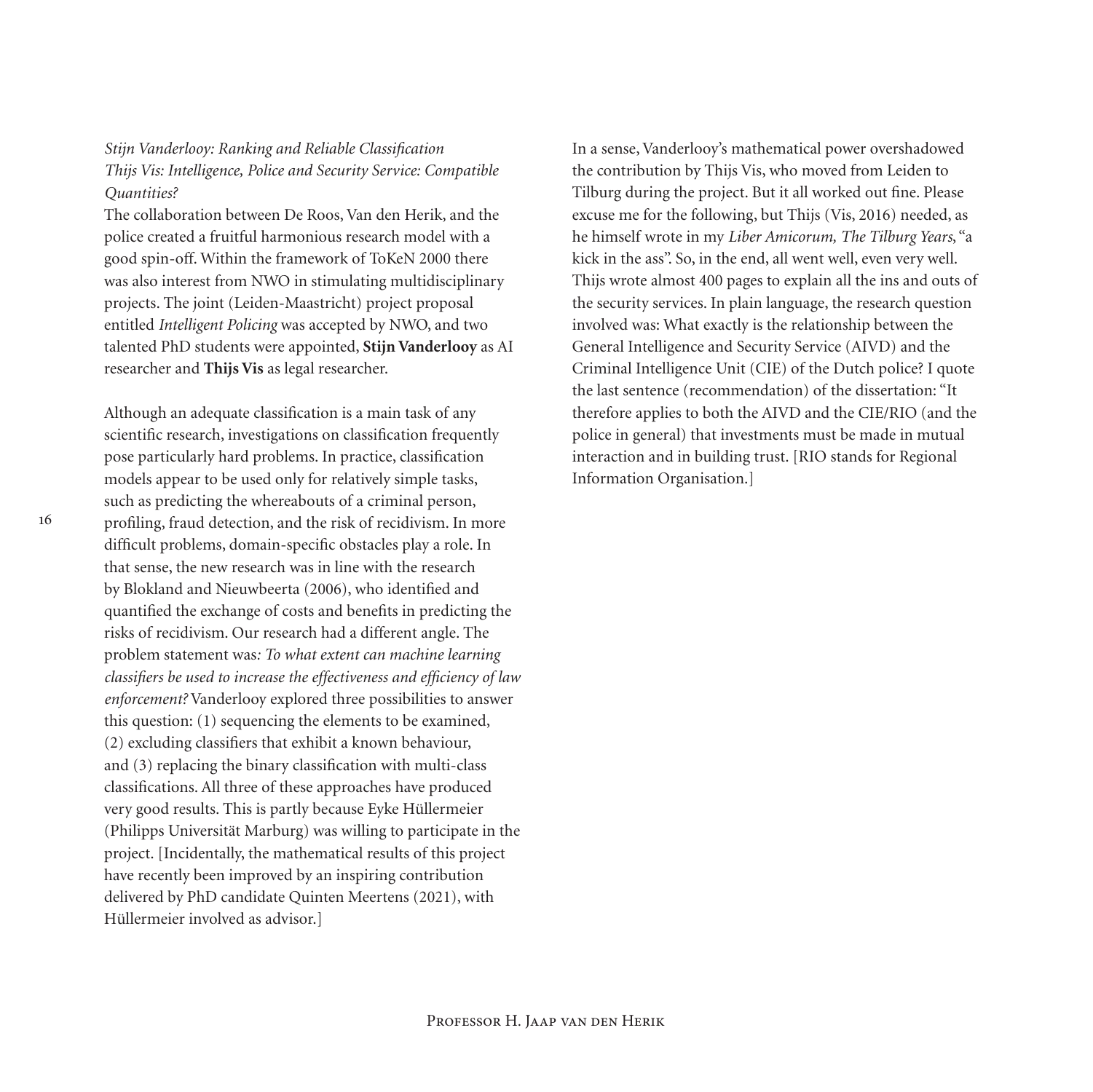*Stijn Vanderlooy: Ranking and Reliable Classification*
*Thijs Vis: Intelligence, Police and Security Service: Compatible Quantities?*

The collaboration between De Roos, Van den Herik, and the police created a fruitful harmonious research model with a good spin-off. Within the framework of ToKeN 2000 there was also interest from NWO in stimulating multidisciplinary projects. The joint (Leiden-Maastricht) project proposal entitled *Intelligent Policing* was accepted by NWO, and two talented PhD students were appointed, **Stijn Vanderlooy** as AI researcher and **Thijs Vis** as legal researcher.

Although an adequate classification is a main task of any scientific research, investigations on classification frequently pose particularly hard problems. In practice, classification models appear to be used only for relatively simple tasks, such as predicting the whereabouts of a criminal person, profiling, fraud detection, and the risk of recidivism. In more difficult problems, domain-specific obstacles play a role. In that sense, the new research was in line with the research by Blokland and Nieuwbeerta (2006), who identified and quantified the exchange of costs and benefits in predicting the risks of recidivism. Our research had a different angle. The problem statement was*: To what extent can machine learning classifiers be used to increase the effectiveness and efficiency of law enforcement?* Vanderlooy explored three possibilities to answer this question: (1) sequencing the elements to be examined, (2) excluding classifiers that exhibit a known behaviour, and (3) replacing the binary classification with multi-class classifications. All three of these approaches have produced very good results. This is partly because Eyke Hüllermeier (Philipps Universität Marburg) was willing to participate in the project. [Incidentally, the mathematical results of this project have recently been improved by an inspiring contribution delivered by PhD candidate Quinten Meertens (2021), with Hüllermeier involved as advisor.]

In a sense, Vanderlooy's mathematical power overshadowed the contribution by Thijs Vis, who moved from Leiden to Tilburg during the project. But it all worked out fine. Please excuse me for the following, but Thijs (Vis, 2016) needed, as he himself wrote in my *Liber Amicorum, The Tilburg Years*, "a kick in the ass". So, in the end, all went well, even very well. Thijs wrote almost 400 pages to explain all the ins and outs of the security services. In plain language, the research question involved was: What exactly is the relationship between the General Intelligence and Security Service (AIVD) and the Criminal Intelligence Unit (CIE) of the Dutch police? I quote the last sentence (recommendation) of the dissertation: "It therefore applies to both the AIVD and the CIE/RIO (and the police in general) that investments must be made in mutual interaction and in building trust. [RIO stands for Regional Information Organisation.]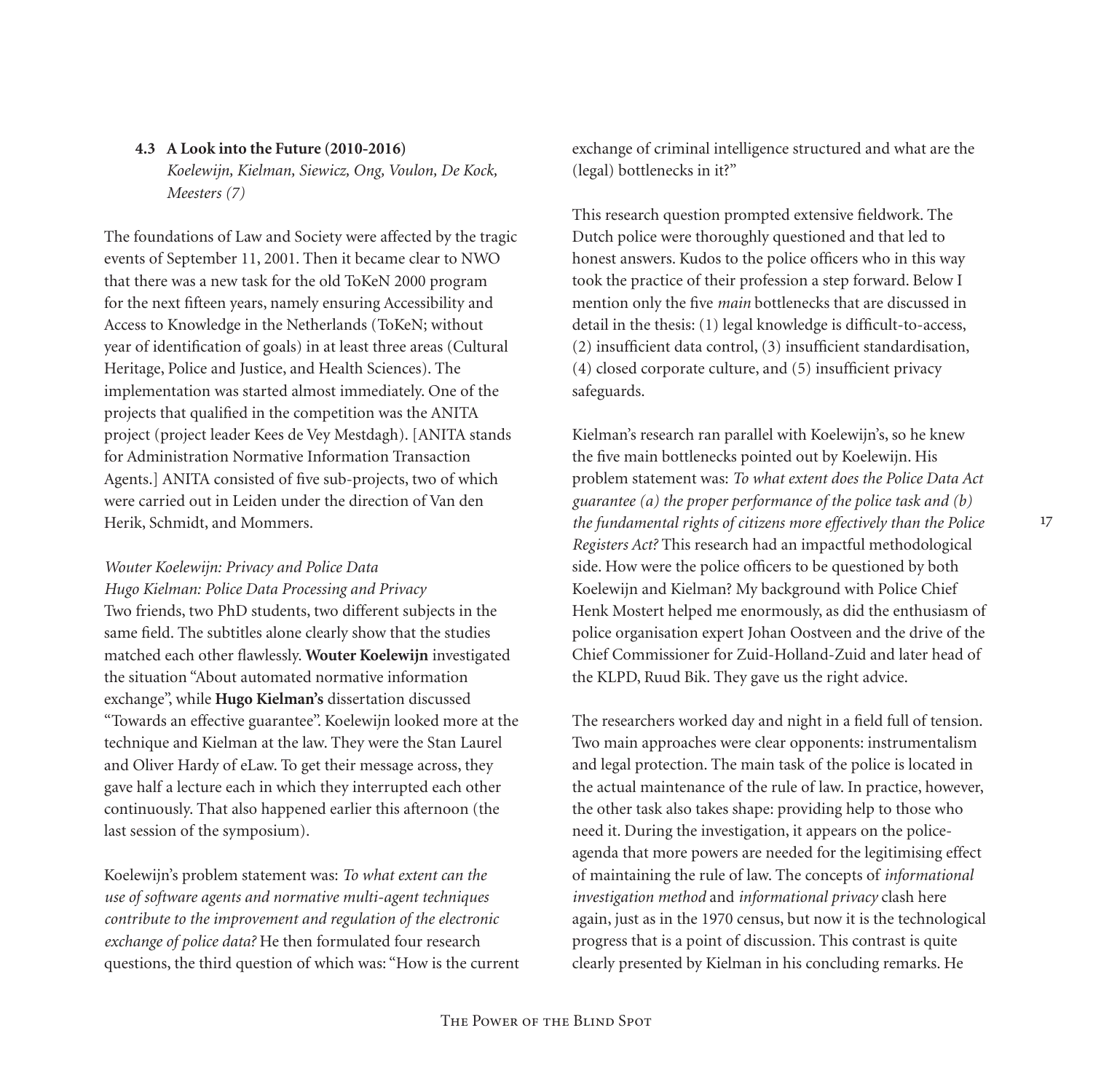### 4.3 A Look into the Future (2010-2016)

*Koelewijn, Kielman, Siewicz, Ong, Voulon, De Kock, Meesters (7)*

The foundations of Law and Society were affected by the tragic events of September 11, 2001. Then it became clear to NWO that there was a new task for the old ToKeN 2000 program for the next fifteen years, namely ensuring Accessibility and Access to Knowledge in the Netherlands (ToKeN; without year of identification of goals) in at least three areas (Cultural Heritage, Police and Justice, and Health Sciences). The implementation was started almost immediately. One of the projects that qualified in the competition was the ANITA project (project leader Kees de Vey Mestdagh). [ANITA stands for Administration Normative Information Transaction Agents.] ANITA consisted of five sub-projects, two of which were carried out in Leiden under the direction of Van den Herik, Schmidt, and Mommers.

*Wouter Koelewijn: Privacy and Police Data*
*Hugo Kielman: Police Data Processing and Privacy*

Two friends, two PhD students, two different subjects in the same field. The subtitles alone clearly show that the studies matched each other flawlessly. **Wouter Koelewijn** investigated the situation "About automated normative information exchange", while **Hugo Kielman's** dissertation discussed "Towards an effective guarantee". Koelewijn looked more at the technique and Kielman at the law. They were the Stan Laurel and Oliver Hardy of eLaw. To get their message across, they gave half a lecture each in which they interrupted each other continuously. That also happened earlier this afternoon (the last session of the symposium).

Koelewijn's problem statement was: *To what extent can the use of software agents and normative multi-agent techniques contribute to the improvement and regulation of the electronic exchange of police data?* He then formulated four research questions, the third question of which was: "How is the current exchange of criminal intelligence structured and what are the (legal) bottlenecks in it?"

This research question prompted extensive fieldwork. The Dutch police were thoroughly questioned and that led to honest answers. Kudos to the police officers who in this way took the practice of their profession a step forward. Below I mention only the five *main* bottlenecks that are discussed in detail in the thesis: (1) legal knowledge is difficult-to-access, (2) insufficient data control, (3) insufficient standardisation, (4) closed corporate culture, and (5) insufficient privacy safeguards.

Kielman's research ran parallel with Koelewijn's, so he knew the five main bottlenecks pointed out by Koelewijn. His problem statement was: *To what extent does the Police Data Act guarantee (a) the proper performance of the police task and (b) the fundamental rights of citizens more effectively than the Police Registers Act?* This research had an impactful methodological side. How were the police officers to be questioned by both Koelewijn and Kielman? My background with Police Chief Henk Mostert helped me enormously, as did the enthusiasm of police organisation expert Johan Oostveen and the drive of the Chief Commissioner for Zuid-Holland-Zuid and later head of the KLPD, Ruud Bik. They gave us the right advice.

The researchers worked day and night in a field full of tension. Two main approaches were clear opponents: instrumentalism and legal protection. The main task of the police is located in the actual maintenance of the rule of law. In practice, however, the other task also takes shape: providing help to those who need it. During the investigation, it appears on the police-agenda that more powers are needed for the legitimising effect of maintaining the rule of law. The concepts of *informational investigation method* and *informational privacy* clash here again, just as in the 1970 census, but now it is the technological progress that is a point of discussion. This contrast is quite clearly presented by Kielman in his concluding remarks. He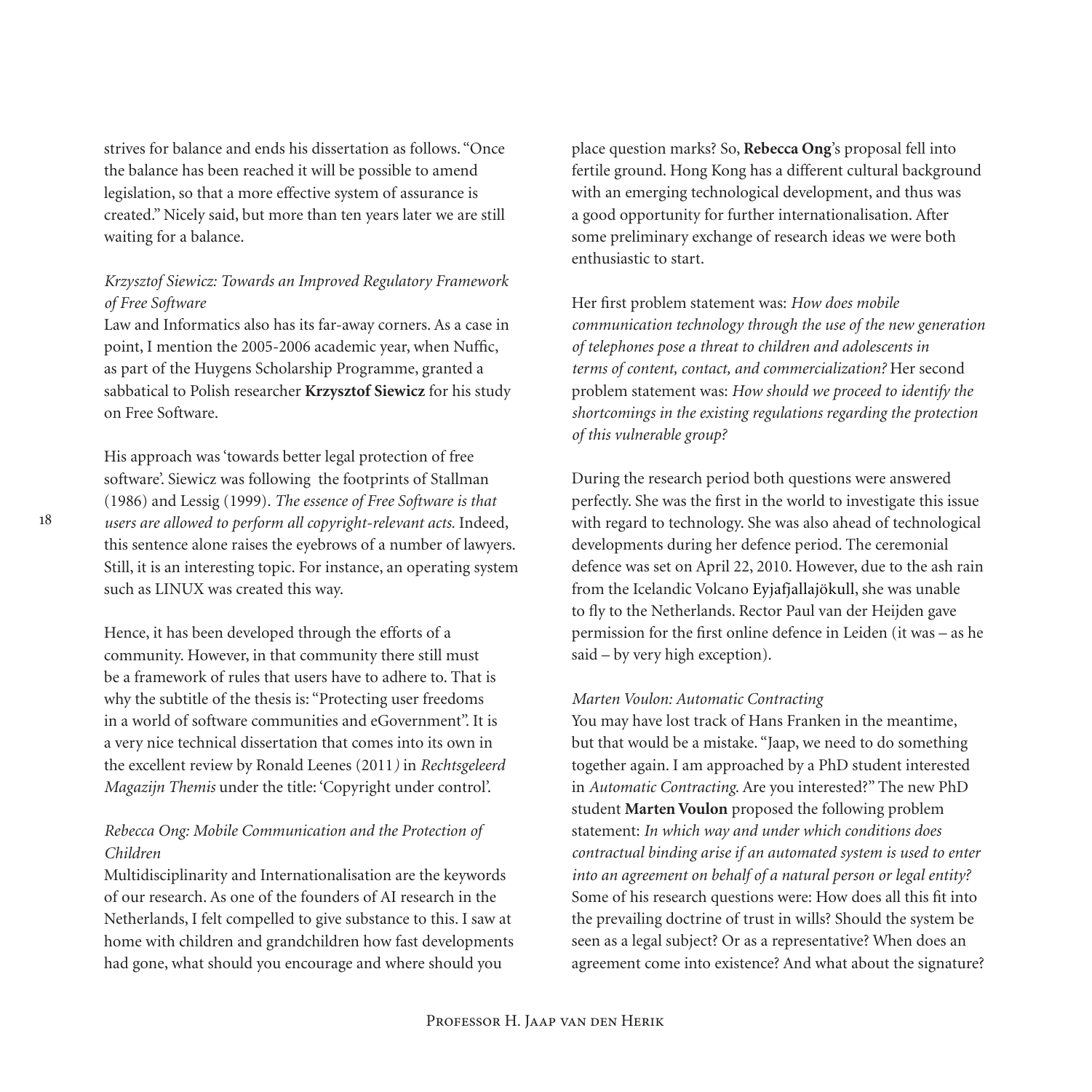strives for balance and ends his dissertation as follows. "Once the balance has been reached it will be possible to amend legislation, so that a more effective system of assurance is created." Nicely said, but more than ten years later we are still waiting for a balance.

### *Krzysztof Siewicz: Towards an Improved Regulatory Framework of Free Software*

Law and Informatics also has its far-away corners. As a case in point, I mention the 2005-2006 academic year, when Nuffic, as part of the Huygens Scholarship Programme, granted a sabbatical to Polish researcher **Krzysztof Siewicz** for his study on Free Software.

His approach was 'towards better legal protection of free software'. Siewicz was following the footprints of Stallman (1986) and Lessig (1999). *The essence of Free Software is that users are allowed to perform all copyright-relevant acts.* Indeed, this sentence alone raises the eyebrows of a number of lawyers. Still, it is an interesting topic. For instance, an operating system such as LINUX was created this way.

Hence, it has been developed through the efforts of a community. However, in that community there still must be a framework of rules that users have to adhere to. That is why the subtitle of the thesis is: "Protecting user freedoms in a world of software communities and eGovernment". It is a very nice technical dissertation that comes into its own in the excellent review by Ronald Leenes (2011) in *Rechtsgeleerd Magazijn Themis* under the title: 'Copyright under control'.

### *Rebecca Ong: Mobile Communication and the Protection of Children*

Multidisciplinarity and Internationalisation are the keywords of our research. As one of the founders of AI research in the Netherlands, I felt compelled to give substance to this. I saw at home with children and grandchildren how fast developments had gone, what should you encourage and where should you place question marks? So, **Rebecca Ong**'s proposal fell into fertile ground. Hong Kong has a different cultural background with an emerging technological development, and thus was a good opportunity for further internationalisation. After some preliminary exchange of research ideas we were both enthusiastic to start.

Her first problem statement was: *How does mobile communication technology through the use of the new generation of telephones pose a threat to children and adolescents in terms of content, contact, and commercialization?* Her second problem statement was: *How should we proceed to identify the shortcomings in the existing regulations regarding the protection of this vulnerable group?*

During the research period both questions were answered perfectly. She was the first in the world to investigate this issue with regard to technology. She was also ahead of technological developments during her defence period. The ceremonial defence was set on April 22, 2010. However, due to the ash rain from the Icelandic Volcano Eyjafjallajökull, she was unable to fly to the Netherlands. Rector Paul van der Heijden gave permission for the first online defence in Leiden (it was – as he said – by very high exception).

### *Marten Voulon: Automatic Contracting*

You may have lost track of Hans Franken in the meantime, but that would be a mistake. "Jaap, we need to do something together again. I am approached by a PhD student interested in *Automatic Contracting*. Are you interested?" The new PhD student **Marten Voulon** proposed the following problem statement: *In which way and under which conditions does contractual binding arise if an automated system is used to enter into an agreement on behalf of a natural person or legal entity?* Some of his research questions were: How does all this fit into the prevailing doctrine of trust in wills? Should the system be seen as a legal subject? Or as a representative? When does an agreement come into existence? And what about the signature?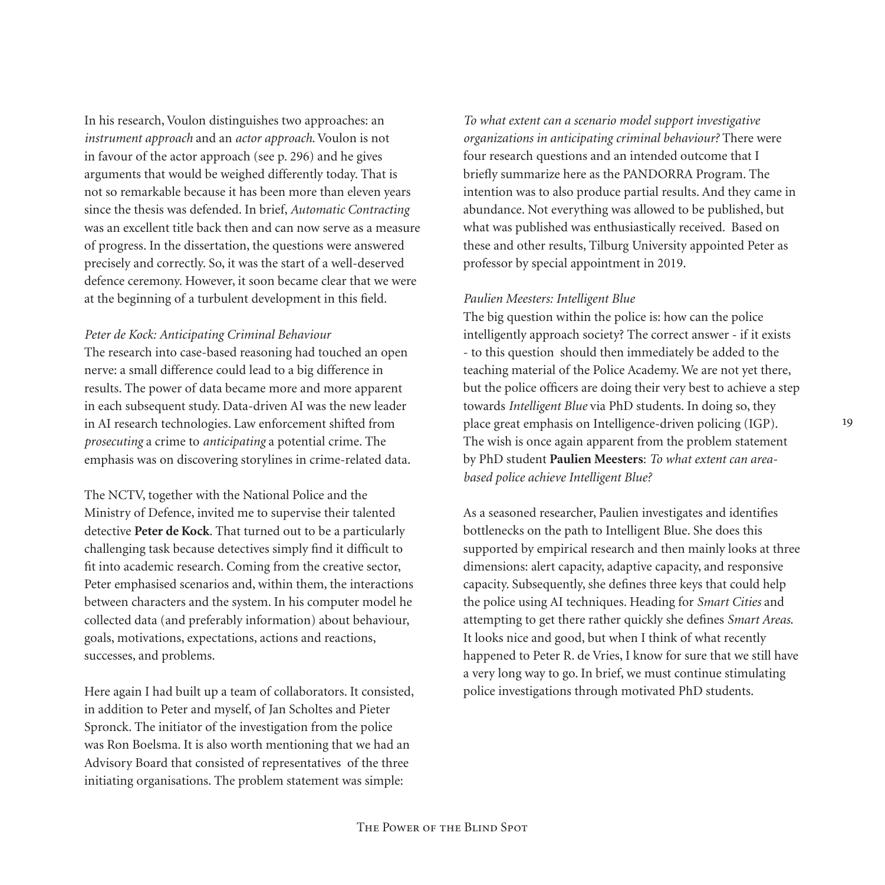In his research, Voulon distinguishes two approaches: an *instrument approach* and an *actor approach*. Voulon is not in favour of the actor approach (see p. 296) and he gives arguments that would be weighed differently today. That is not so remarkable because it has been more than eleven years since the thesis was defended. In brief, *Automatic Contracting* was an excellent title back then and can now serve as a measure of progress. In the dissertation, the questions were answered precisely and correctly. So, it was the start of a well-deserved defence ceremony. However, it soon became clear that we were at the beginning of a turbulent development in this field.

*Peter de Kock: Anticipating Criminal Behaviour*

The research into case-based reasoning had touched an open nerve: a small difference could lead to a big difference in results. The power of data became more and more apparent in each subsequent study. Data-driven AI was the new leader in AI research technologies. Law enforcement shifted from *prosecuting* a crime to *anticipating* a potential crime. The emphasis was on discovering storylines in crime-related data.

The NCTV, together with the National Police and the Ministry of Defence, invited me to supervise their talented detective **Peter de Kock**. That turned out to be a particularly challenging task because detectives simply find it difficult to fit into academic research. Coming from the creative sector, Peter emphasised scenarios and, within them, the interactions between characters and the system. In his computer model he collected data (and preferably information) about behaviour, goals, motivations, expectations, actions and reactions, successes, and problems.

Here again I had built up a team of collaborators. It consisted, in addition to Peter and myself, of Jan Scholtes and Pieter Spronck. The initiator of the investigation from the police was Ron Boelsma. It is also worth mentioning that we had an Advisory Board that consisted of representatives of the three initiating organisations. The problem statement was simple: *To what extent can a scenario model support investigative organizations in anticipating criminal behaviour?* There were four research questions and an intended outcome that I briefly summarize here as the PANDORRA Program. The intention was to also produce partial results. And they came in abundance. Not everything was allowed to be published, but what was published was enthusiastically received. Based on these and other results, Tilburg University appointed Peter as professor by special appointment in 2019.

*Paulien Meesters: Intelligent Blue*

The big question within the police is: how can the police intelligently approach society? The correct answer - if it exists - to this question should then immediately be added to the teaching material of the Police Academy. We are not yet there, but the police officers are doing their very best to achieve a step towards *Intelligent Blue* via PhD students. In doing so, they place great emphasis on Intelligence-driven policing (IGP). The wish is once again apparent from the problem statement by PhD student **Paulien Meesters**: *To what extent can area-based police achieve Intelligent Blue?*

As a seasoned researcher, Paulien investigates and identifies bottlenecks on the path to Intelligent Blue. She does this supported by empirical research and then mainly looks at three dimensions: alert capacity, adaptive capacity, and responsive capacity. Subsequently, she defines three keys that could help the police using AI techniques. Heading for *Smart Cities* and attempting to get there rather quickly she defines *Smart Areas*. It looks nice and good, but when I think of what recently happened to Peter R. de Vries, I know for sure that we still have a very long way to go. In brief, we must continue stimulating police investigations through motivated PhD students.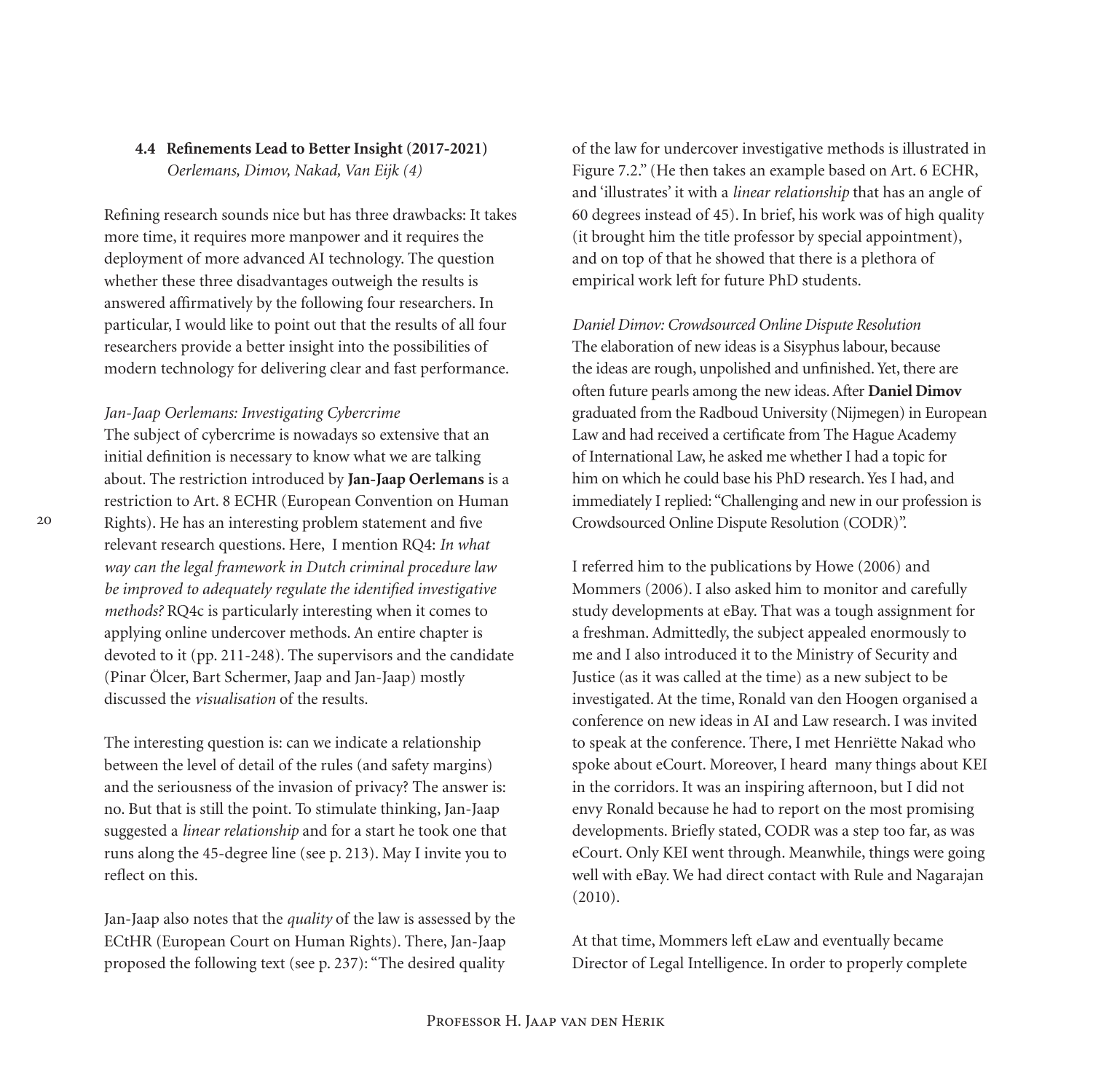### 4.4 Refinements Lead to Better Insight (2017-2021)

*Oerlemans, Dimov, Nakad, Van Eijk (4)*

Refining research sounds nice but has three drawbacks: It takes more time, it requires more manpower and it requires the deployment of more advanced AI technology. The question whether these three disadvantages outweigh the results is answered affirmatively by the following four researchers. In particular, I would like to point out that the results of all four researchers provide a better insight into the possibilities of modern technology for delivering clear and fast performance.

*Jan-Jaap Oerlemans: Investigating Cybercrime*

The subject of cybercrime is nowadays so extensive that an initial definition is necessary to know what we are talking about. The restriction introduced by **Jan-Jaap Oerlemans** is a restriction to Art. 8 ECHR (European Convention on Human Rights). He has an interesting problem statement and five relevant research questions. Here, I mention RQ4: *In what way can the legal framework in Dutch criminal procedure law be improved to adequately regulate the identified investigative methods?* RQ4c is particularly interesting when it comes to applying online undercover methods. An entire chapter is devoted to it (pp. 211-248). The supervisors and the candidate (Pinar Ölcer, Bart Schermer, Jaap and Jan-Jaap) mostly discussed the *visualisation* of the results.

The interesting question is: can we indicate a relationship between the level of detail of the rules (and safety margins) and the seriousness of the invasion of privacy? The answer is: no. But that is still the point. To stimulate thinking, Jan-Jaap suggested a *linear relationship* and for a start he took one that runs along the 45-degree line (see p. 213). May I invite you to reflect on this.

Jan-Jaap also notes that the *quality* of the law is assessed by the ECtHR (European Court on Human Rights). There, Jan-Jaap proposed the following text (see p. 237): "The desired quality of the law for undercover investigative methods is illustrated in Figure 7.2." (He then takes an example based on Art. 6 ECHR, and 'illustrates' it with a *linear relationship* that has an angle of 60 degrees instead of 45). In brief, his work was of high quality (it brought him the title professor by special appointment), and on top of that he showed that there is a plethora of empirical work left for future PhD students.

*Daniel Dimov: Crowdsourced Online Dispute Resolution*

The elaboration of new ideas is a Sisyphus labour, because the ideas are rough, unpolished and unfinished. Yet, there are often future pearls among the new ideas. After **Daniel Dimov** graduated from the Radboud University (Nijmegen) in European Law and had received a certificate from The Hague Academy of International Law, he asked me whether I had a topic for him on which he could base his PhD research. Yes I had, and immediately I replied: "Challenging and new in our profession is Crowdsourced Online Dispute Resolution (CODR)".

I referred him to the publications by Howe (2006) and Mommers (2006). I also asked him to monitor and carefully study developments at eBay. That was a tough assignment for a freshman. Admittedly, the subject appealed enormously to me and I also introduced it to the Ministry of Security and Justice (as it was called at the time) as a new subject to be investigated. At the time, Ronald van den Hoogen organised a conference on new ideas in AI and Law research. I was invited to speak at the conference. There, I met Henriëtte Nakad who spoke about eCourt. Moreover, I heard many things about KEI in the corridors. It was an inspiring afternoon, but I did not envy Ronald because he had to report on the most promising developments. Briefly stated, CODR was a step too far, as was eCourt. Only KEI went through. Meanwhile, things were going well with eBay. We had direct contact with Rule and Nagarajan (2010).

At that time, Mommers left eLaw and eventually became Director of Legal Intelligence. In order to properly complete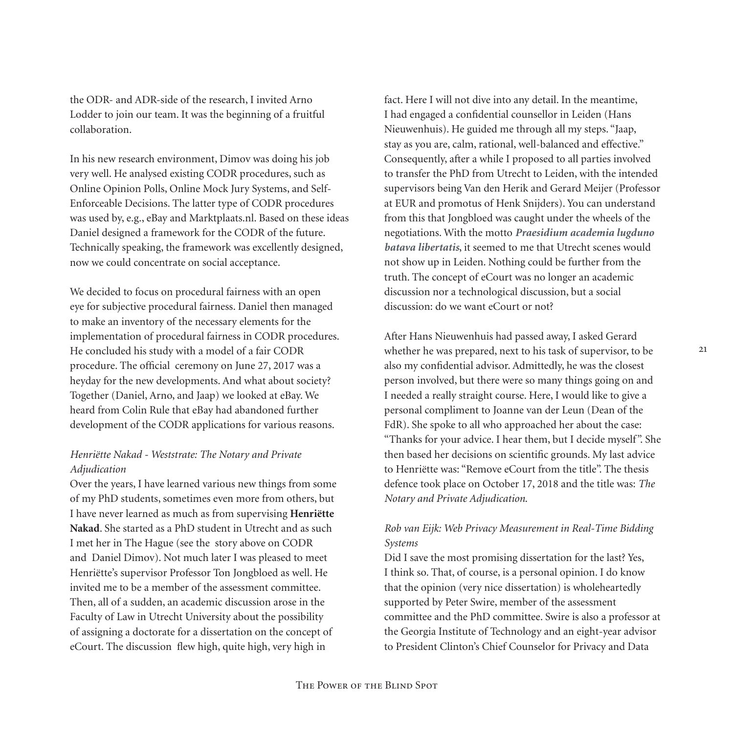the ODR- and ADR-side of the research, I invited Arno Lodder to join our team. It was the beginning of a fruitful collaboration.

In his new research environment, Dimov was doing his job very well. He analysed existing CODR procedures, such as Online Opinion Polls, Online Mock Jury Systems, and Self-Enforceable Decisions. The latter type of CODR procedures was used by, e.g., eBay and Marktplaats.nl. Based on these ideas Daniel designed a framework for the CODR of the future. Technically speaking, the framework was excellently designed, now we could concentrate on social acceptance.

We decided to focus on procedural fairness with an open eye for subjective procedural fairness. Daniel then managed to make an inventory of the necessary elements for the implementation of procedural fairness in CODR procedures. He concluded his study with a model of a fair CODR procedure. The official ceremony on June 27, 2017 was a heyday for the new developments. And what about society? Together (Daniel, Arno, and Jaap) we looked at eBay. We heard from Colin Rule that eBay had abandoned further development of the CODR applications for various reasons.

*Henriëtte Nakad - Weststrate: The Notary and Private Adjudication*

Over the years, I have learned various new things from some of my PhD students, sometimes even more from others, but I have never learned as much as from supervising **Henriëtte Nakad**. She started as a PhD student in Utrecht and as such I met her in The Hague (see the story above on CODR and Daniel Dimov). Not much later I was pleased to meet Henriëtte's supervisor Professor Ton Jongbloed as well. He invited me to be a member of the assessment committee. Then, all of a sudden, an academic discussion arose in the Faculty of Law in Utrecht University about the possibility of assigning a doctorate for a dissertation on the concept of eCourt. The discussion flew high, quite high, very high in fact. Here I will not dive into any detail. In the meantime, I had engaged a confidential counsellor in Leiden (Hans Nieuwenhuis). He guided me through all my steps. "Jaap, stay as you are, calm, rational, well-balanced and effective." Consequently, after a while I proposed to all parties involved to transfer the PhD from Utrecht to Leiden, with the intended supervisors being Van den Herik and Gerard Meijer (Professor at EUR and promotus of Henk Snijders). You can understand from this that Jongbloed was caught under the wheels of the negotiations. With the motto ***Praesidium academia lugduno batava libertatis***, it seemed to me that Utrecht scenes would not show up in Leiden. Nothing could be further from the truth. The concept of eCourt was no longer an academic discussion nor a technological discussion, but a social discussion: do we want eCourt or not?

After Hans Nieuwenhuis had passed away, I asked Gerard whether he was prepared, next to his task of supervisor, to be also my confidential advisor. Admittedly, he was the closest person involved, but there were so many things going on and I needed a really straight course. Here, I would like to give a personal compliment to Joanne van der Leun (Dean of the FdR). She spoke to all who approached her about the case: "Thanks for your advice. I hear them, but I decide myself". She then based her decisions on scientific grounds. My last advice to Henriëtte was: "Remove eCourt from the title". The thesis defence took place on October 17, 2018 and the title was: *The Notary and Private Adjudication.*

*Rob van Eijk: Web Privacy Measurement in Real-Time Bidding Systems*

Did I save the most promising dissertation for the last? Yes, I think so. That, of course, is a personal opinion. I do know that the opinion (very nice dissertation) is wholeheartedly supported by Peter Swire, member of the assessment committee and the PhD committee. Swire is also a professor at the Georgia Institute of Technology and an eight-year advisor to President Clinton's Chief Counselor for Privacy and Data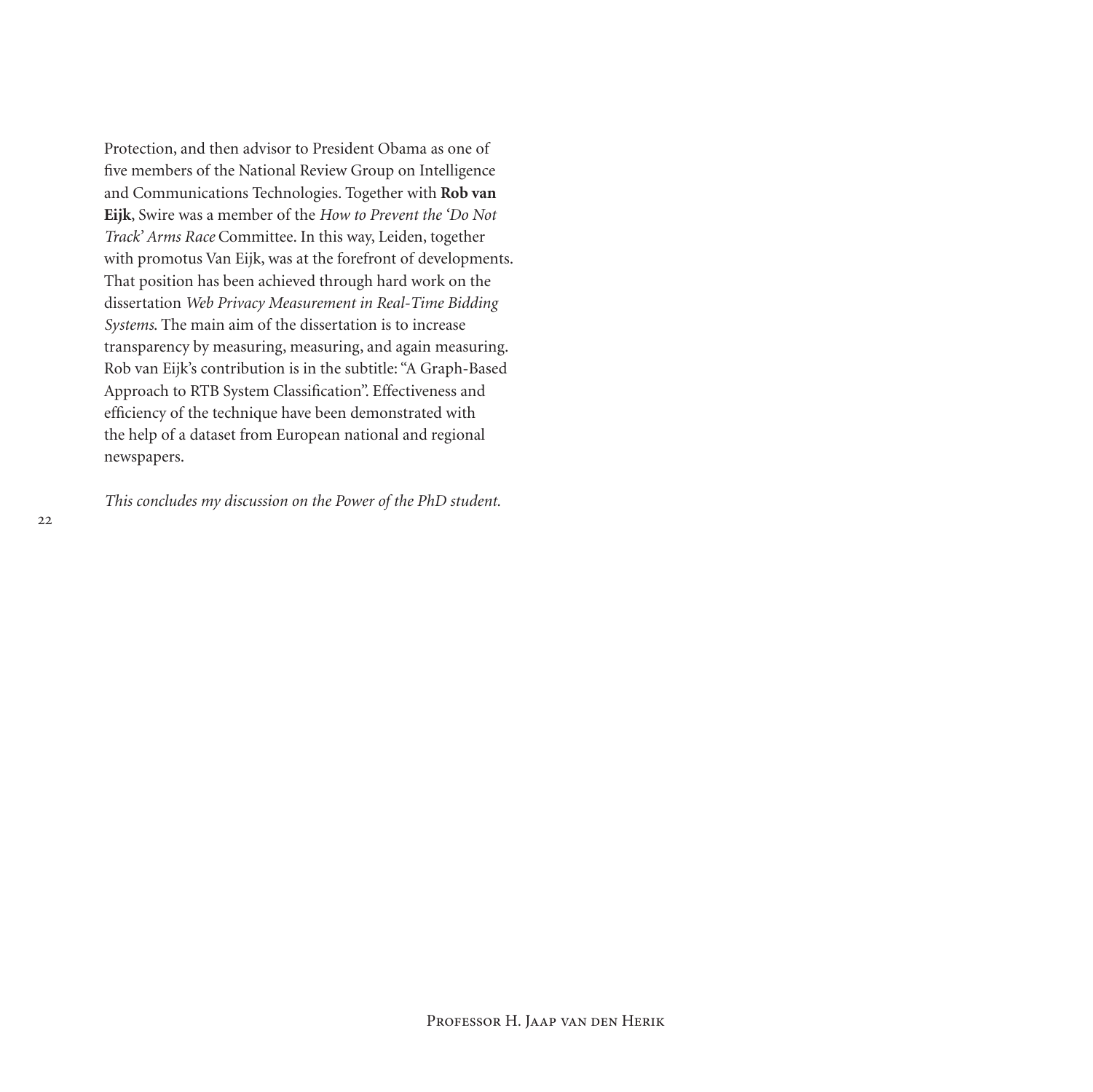Protection, and then advisor to President Obama as one of five members of the National Review Group on Intelligence and Communications Technologies. Together with **Rob van Eijk**, Swire was a member of the *How to Prevent the 'Do Not Track' Arms Race* Committee. In this way, Leiden, together with promotus Van Eijk, was at the forefront of developments. That position has been achieved through hard work on the dissertation *Web Privacy Measurement in Real-Time Bidding Systems*. The main aim of the dissertation is to increase transparency by measuring, measuring, and again measuring. Rob van Eijk's contribution is in the subtitle: "A Graph-Based Approach to RTB System Classification". Effectiveness and efficiency of the technique have been demonstrated with the help of a dataset from European national and regional newspapers.

*This concludes my discussion on the Power of the PhD student.*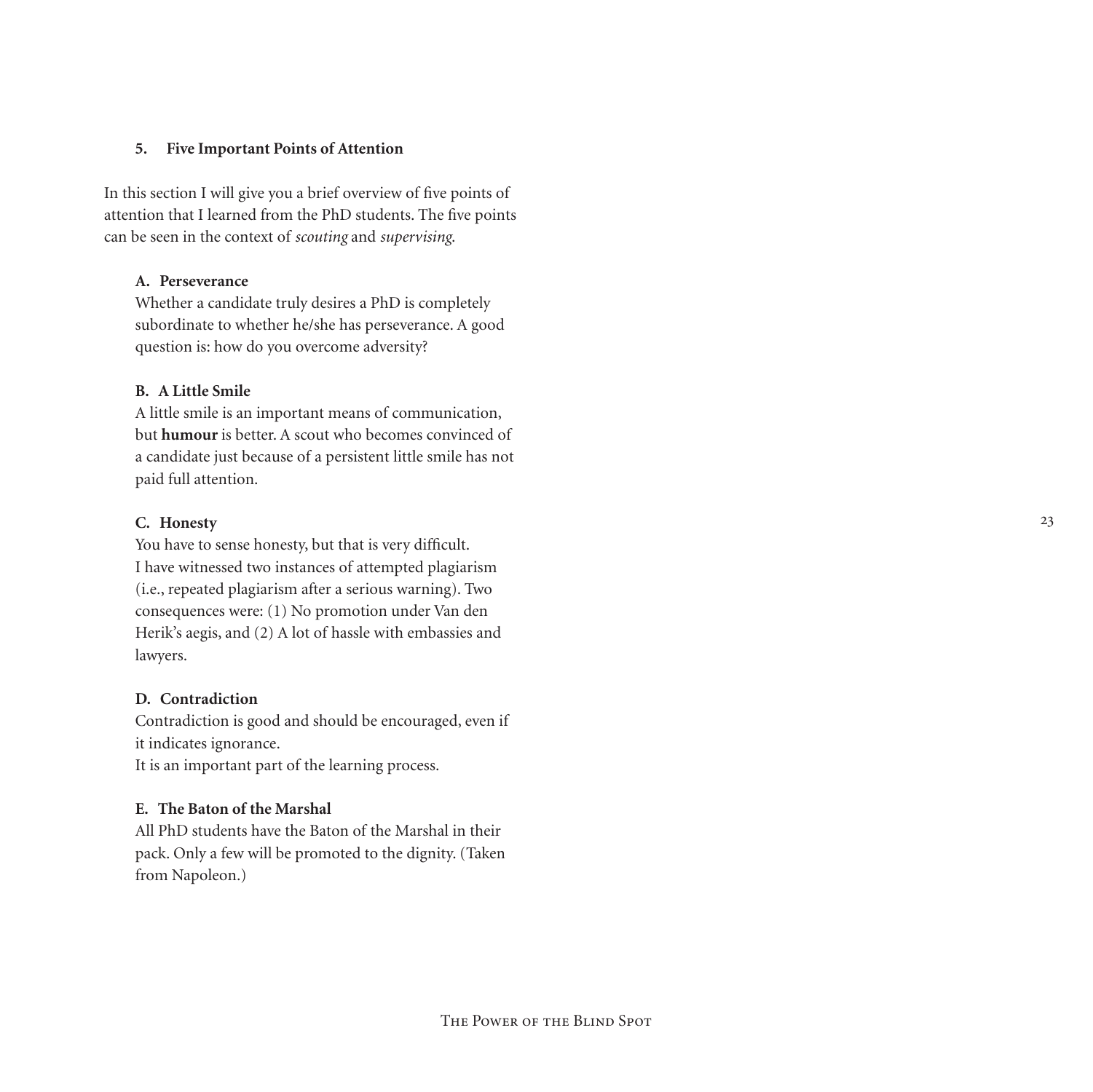## 5. Five Important Points of Attention

In this section I will give you a brief overview of five points of attention that I learned from the PhD students. The five points can be seen in the context of *scouting* and *supervising.*

### A. Perseverance

Whether a candidate truly desires a PhD is completely subordinate to whether he/she has perseverance. A good question is: how do you overcome adversity?

### B. A Little Smile

A little smile is an important means of communication, but **humour** is better. A scout who becomes convinced of a candidate just because of a persistent little smile has not paid full attention.

### C. Honesty

You have to sense honesty, but that is very difficult. I have witnessed two instances of attempted plagiarism (i.e., repeated plagiarism after a serious warning). Two consequences were: (1) No promotion under Van den Herik's aegis, and (2) A lot of hassle with embassies and lawyers.

### D. Contradiction

Contradiction is good and should be encouraged, even if it indicates ignorance.
It is an important part of the learning process.

### E. The Baton of the Marshal

All PhD students have the Baton of the Marshal in their pack. Only a few will be promoted to the dignity. (Taken from Napoleon.)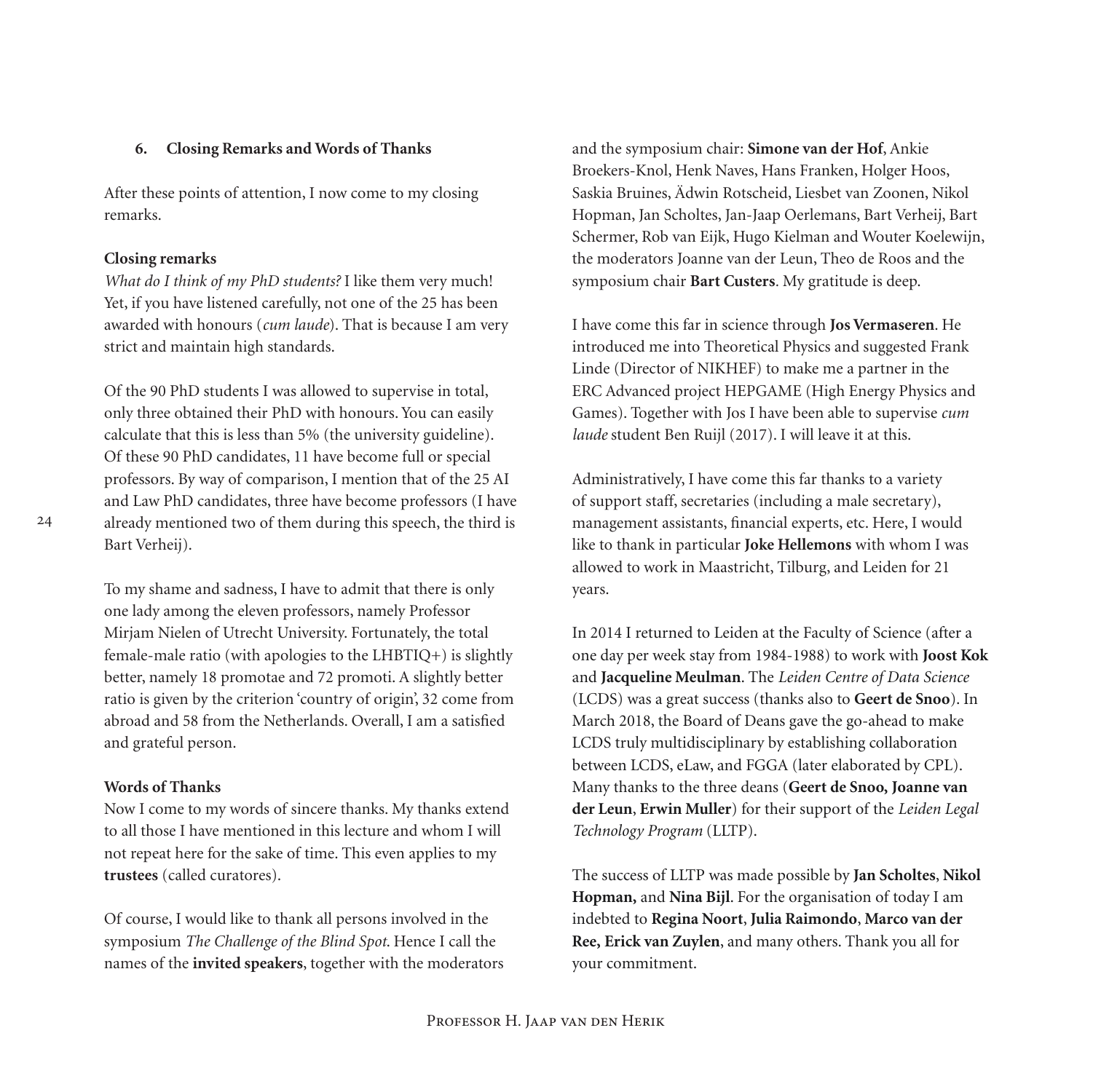## 6. Closing Remarks and Words of Thanks

After these points of attention, I now come to my closing remarks.

### Closing remarks

*What do I think of my PhD students?* I like them very much! Yet, if you have listened carefully, not one of the 25 has been awarded with honours (*cum laude*). That is because I am very strict and maintain high standards.

Of the 90 PhD students I was allowed to supervise in total, only three obtained their PhD with honours. You can easily calculate that this is less than 5% (the university guideline). Of these 90 PhD candidates, 11 have become full or special professors. By way of comparison, I mention that of the 25 AI and Law PhD candidates, three have become professors (I have already mentioned two of them during this speech, the third is Bart Verheij).

To my shame and sadness, I have to admit that there is only one lady among the eleven professors, namely Professor Mirjam Nielen of Utrecht University. Fortunately, the total female-male ratio (with apologies to the LHBTIQ+) is slightly better, namely 18 promotae and 72 promoti. A slightly better ratio is given by the criterion 'country of origin', 32 come from abroad and 58 from the Netherlands. Overall, I am a satisfied and grateful person.

### Words of Thanks

Now I come to my words of sincere thanks. My thanks extend to all those I have mentioned in this lecture and whom I will not repeat here for the sake of time. This even applies to my **trustees** (called curatores).

Of course, I would like to thank all persons involved in the symposium *The Challenge of the Blind Spot*. Hence I call the names of the **invited speakers**, together with the moderators and the symposium chair: **Simone van der Hof**, Ankie Broekers-Knol, Henk Naves, Hans Franken, Holger Hoos, Saskia Bruines, Ädwin Rotscheid, Liesbet van Zoonen, Nikol Hopman, Jan Scholtes, Jan-Jaap Oerlemans, Bart Verheij, Bart Schermer, Rob van Eijk, Hugo Kielman and Wouter Koelewijn, the moderators Joanne van der Leun, Theo de Roos and the symposium chair **Bart Custers**. My gratitude is deep.

I have come this far in science through **Jos Vermaseren**. He introduced me into Theoretical Physics and suggested Frank Linde (Director of NIKHEF) to make me a partner in the ERC Advanced project HEPGAME (High Energy Physics and Games). Together with Jos I have been able to supervise *cum laude* student Ben Ruijl (2017). I will leave it at this.

Administratively, I have come this far thanks to a variety of support staff, secretaries (including a male secretary), management assistants, financial experts, etc. Here, I would like to thank in particular **Joke Hellemons** with whom I was allowed to work in Maastricht, Tilburg, and Leiden for 21 years.

In 2014 I returned to Leiden at the Faculty of Science (after a one day per week stay from 1984-1988) to work with **Joost Kok** and **Jacqueline Meulman**. The *Leiden Centre of Data Science* (LCDS) was a great success (thanks also to **Geert de Snoo**). In March 2018, the Board of Deans gave the go-ahead to make LCDS truly multidisciplinary by establishing collaboration between LCDS, eLaw, and FGGA (later elaborated by CPL). Many thanks to the three deans (**Geert de Snoo, Joanne van der Leun**, **Erwin Muller**) for their support of the *Leiden Legal Technology Program* (LLTP).

The success of LLTP was made possible by **Jan Scholtes**, **Nikol Hopman,** and **Nina Bijl**. For the organisation of today I am indebted to **Regina Noort**, **Julia Raimondo**, **Marco van der Ree, Erick van Zuylen**, and many others. Thank you all for your commitment.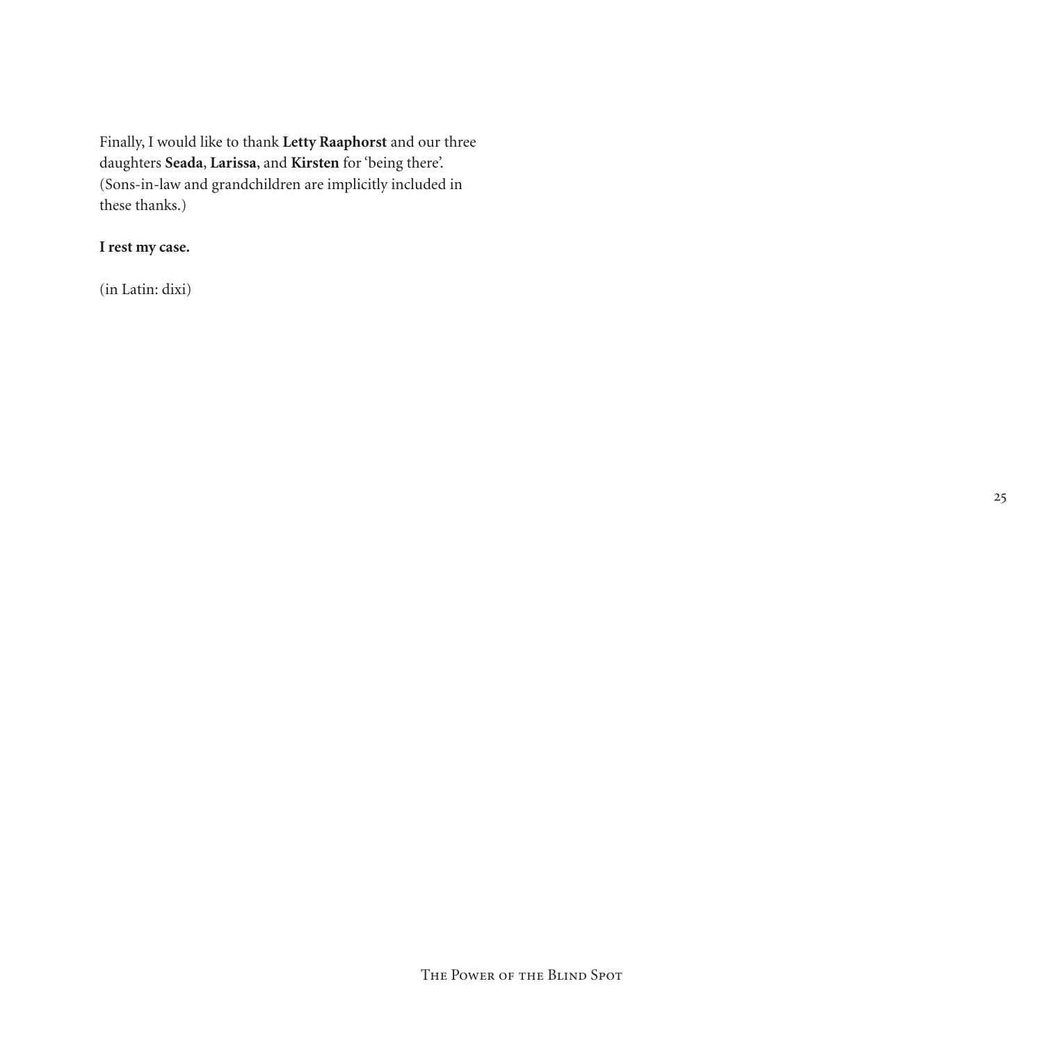Finally, I would like to thank **Letty Raaphorst** and our three daughters **Seada**, **Larissa**, and **Kirsten** for 'being there'. (Sons-in-law and grandchildren are implicitly included in these thanks.)

**I rest my case.**

(in Latin: dixi)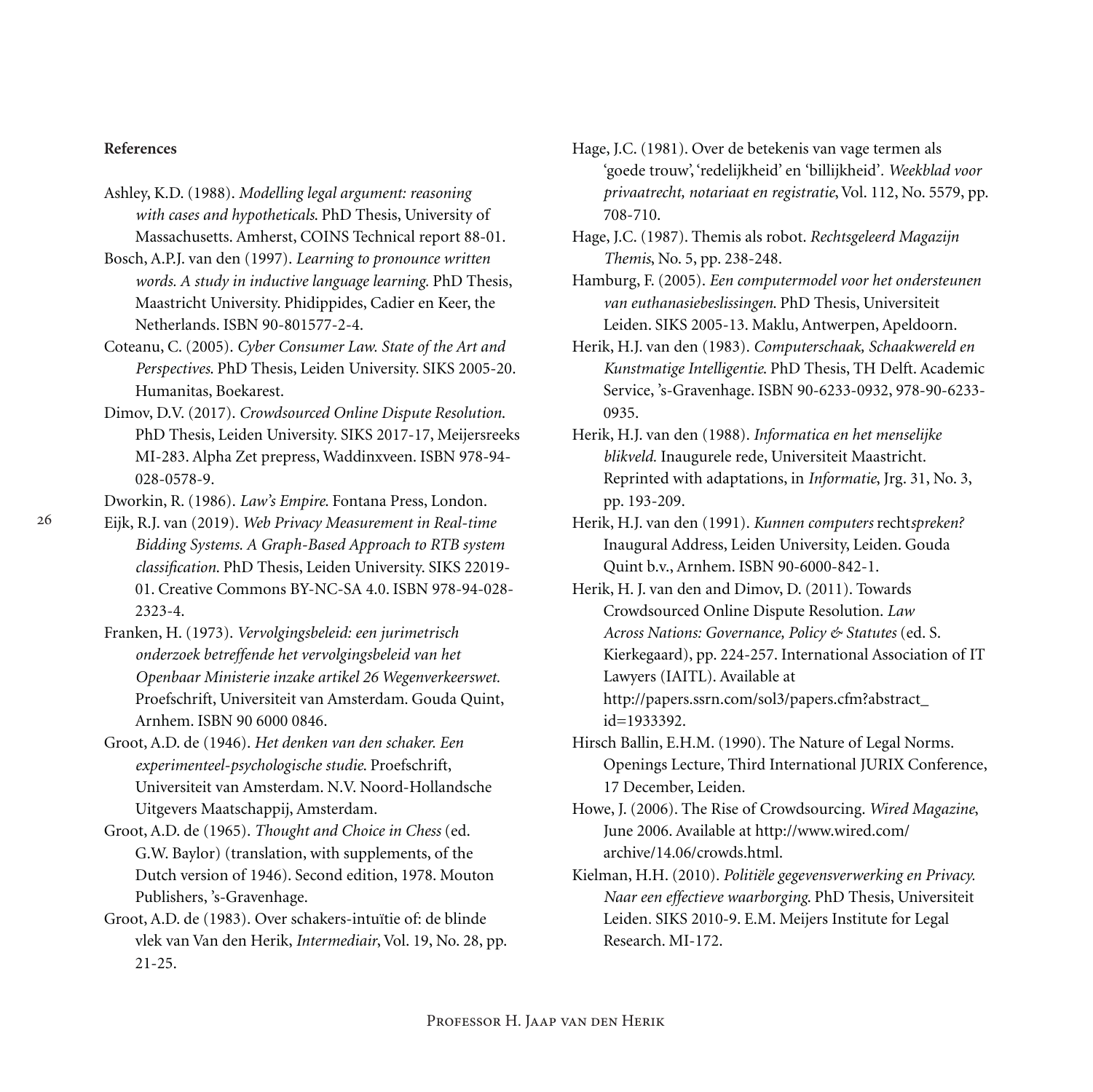**References**

Ashley, K.D. (1988). *Modelling legal argument: reasoning with cases and hypotheticals.* PhD Thesis, University of Massachusetts. Amherst, COINS Technical report 88-01.

Bosch, A.P.J. van den (1997). *Learning to pronounce written words. A study in inductive language learning.* PhD Thesis, Maastricht University. Phidippides, Cadier en Keer, the Netherlands. ISBN 90-801577-2-4.

Coteanu, C. (2005). *Cyber Consumer Law. State of the Art and Perspectives.* PhD Thesis, Leiden University. SIKS 2005-20. Humanitas, Boekarest.

Dimov, D.V. (2017). *Crowdsourced Online Dispute Resolution.* PhD Thesis, Leiden University. SIKS 2017-17, Meijersreeks MI-283. Alpha Zet prepress, Waddinxveen. ISBN 978-94-028-0578-9.

Dworkin, R. (1986). *Law's Empire.* Fontana Press, London.

Eijk, R.J. van (2019). *Web Privacy Measurement in Real-time Bidding Systems. A Graph-Based Approach to RTB system classification.* PhD Thesis, Leiden University. SIKS 22019-01. Creative Commons BY-NC-SA 4.0. ISBN 978-94-028-2323-4.

Franken, H. (1973). *Vervolgingsbeleid: een jurimetrisch onderzoek betreffende het vervolgingsbeleid van het Openbaar Ministerie inzake artikel 26 Wegenverkeerswet.* Proefschrift, Universiteit van Amsterdam. Gouda Quint, Arnhem. ISBN 90 6000 0846.

Groot, A.D. de (1946). *Het denken van den schaker. Een experimenteel-psychologische studie.* Proefschrift, Universiteit van Amsterdam. N.V. Noord-Hollandsche Uitgevers Maatschappij, Amsterdam.

Groot, A.D. de (1965). *Thought and Choice in Chess* (ed. G.W. Baylor) (translation, with supplements, of the Dutch version of 1946). Second edition, 1978. Mouton Publishers, 's-Gravenhage.

Groot, A.D. de (1983). Over schakers-intuïtie of: de blinde vlek van Van den Herik, *Intermediair*, Vol. 19, No. 28, pp. 21-25.

Hage, J.C. (1981). Over de betekenis van vage termen als 'goede trouw', 'redelijkheid' en 'billijkheid'. *Weekblad voor privaatrecht, notariaat en registratie*, Vol. 112, No. 5579, pp. 708-710.

Hage, J.C. (1987). Themis als robot. *Rechtsgeleerd Magazijn Themis*, No. 5, pp. 238-248.

Hamburg, F. (2005). *Een computermodel voor het ondersteunen van euthanasiebeslissingen.* PhD Thesis, Universiteit Leiden. SIKS 2005-13. Maklu, Antwerpen, Apeldoorn.

Herik, H.J. van den (1983). *Computerschaak, Schaakwereld en Kunstmatige Intelligentie.* PhD Thesis, TH Delft. Academic Service, 's-Gravenhage. ISBN 90-6233-0932, 978-90-6233-0935.

Herik, H.J. van den (1988). *Informatica en het menselijke blikveld.* Inaugurele rede, Universiteit Maastricht. Reprinted with adaptations, in *Informatie*, Jrg. 31, No. 3, pp. 193-209.

Herik, H.J. van den (1991). *Kunnen computers* recht*spreken?* Inaugural Address, Leiden University, Leiden. Gouda Quint b.v., Arnhem. ISBN 90-6000-842-1.

Herik, H. J. van den and Dimov, D. (2011). Towards Crowdsourced Online Dispute Resolution. *Law Across Nations: Governance, Policy & Statutes* (ed. S. Kierkegaard), pp. 224-257. International Association of IT Lawyers (IAITL). Available at http://papers.ssrn.com/sol3/papers.cfm?abstract_id=1933392.

Hirsch Ballin, E.H.M. (1990). The Nature of Legal Norms. Openings Lecture, Third International JURIX Conference, 17 December, Leiden.

Howe, J. (2006). The Rise of Crowdsourcing. *Wired Magazine*, June 2006. Available at http://www.wired.com/archive/14.06/crowds.html.

Kielman, H.H. (2010). *Politiële gegevensverwerking en Privacy. Naar een effectieve waarborging.* PhD Thesis, Universiteit Leiden. SIKS 2010-9. E.M. Meijers Institute for Legal Research. MI-172.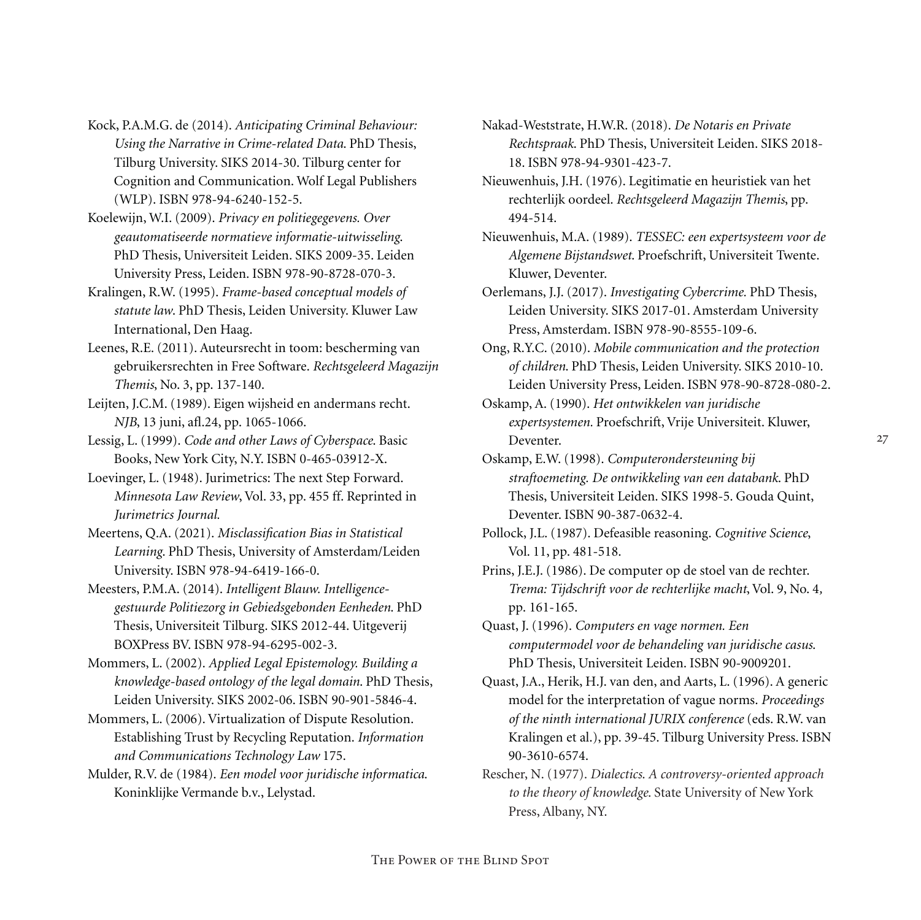Kock, P.A.M.G. de (2014). *Anticipating Criminal Behaviour: Using the Narrative in Crime-related Data.* PhD Thesis, Tilburg University. SIKS 2014-30. Tilburg center for Cognition and Communication. Wolf Legal Publishers (WLP). ISBN 978-94-6240-152-5.

Koelewijn, W.I. (2009). *Privacy en politiegegevens. Over geautomatiseerde normatieve informatie-uitwisseling.* PhD Thesis, Universiteit Leiden. SIKS 2009-35. Leiden University Press, Leiden. ISBN 978-90-8728-070-3.

Kralingen, R.W. (1995). *Frame-based conceptual models of statute law.* PhD Thesis, Leiden University. Kluwer Law International, Den Haag.

Leenes, R.E. (2011). Auteursrecht in toom: bescherming van gebruikersrechten in Free Software. *Rechtsgeleerd Magazijn Themis*, No. 3, pp. 137-140.

Leijten, J.C.M. (1989). Eigen wijsheid en andermans recht. *NJB*, 13 juni, afl.24, pp. 1065-1066.

Lessig, L. (1999). *Code and other Laws of Cyberspace.* Basic Books, New York City, N.Y. ISBN 0-465-03912-X.

Loevinger, L. (1948). Jurimetrics: The next Step Forward. *Minnesota Law Review*, Vol. 33, pp. 455 ff. Reprinted in *Jurimetrics Journal.*

Meertens, Q.A. (2021). *Misclassification Bias in Statistical Learning.* PhD Thesis, University of Amsterdam/Leiden University. ISBN 978-94-6419-166-0.

Meesters, P.M.A. (2014). *Intelligent Blauw. Intelligence-gestuurde Politiezorg in Gebiedsgebonden Eenheden.* PhD Thesis, Universiteit Tilburg. SIKS 2012-44. Uitgeverij BOXPress BV. ISBN 978-94-6295-002-3.

Mommers, L. (2002). *Applied Legal Epistemology. Building a knowledge-based ontology of the legal domain.* PhD Thesis, Leiden University. SIKS 2002-06. ISBN 90-901-5846-4.

Mommers, L. (2006). Virtualization of Dispute Resolution. Establishing Trust by Recycling Reputation. *Information and Communications Technology Law* 175.

Mulder, R.V. de (1984). *Een model voor juridische informatica.* Koninklijke Vermande b.v., Lelystad.

Nakad-Weststrate, H.W.R. (2018). *De Notaris en Private Rechtspraak.* PhD Thesis, Universiteit Leiden. SIKS 2018-18. ISBN 978-94-9301-423-7.

Nieuwenhuis, J.H. (1976). Legitimatie en heuristiek van het rechterlijk oordeel. *Rechtsgeleerd Magazijn Themis*, pp. 494-514.

Nieuwenhuis, M.A. (1989). *TESSEC: een expertsysteem voor de Algemene Bijstandswet.* Proefschrift, Universiteit Twente. Kluwer, Deventer.

Oerlemans, J.J. (2017). *Investigating Cybercrime.* PhD Thesis, Leiden University. SIKS 2017-01. Amsterdam University Press, Amsterdam. ISBN 978-90-8555-109-6.

Ong, R.Y.C. (2010). *Mobile communication and the protection of children.* PhD Thesis, Leiden University. SIKS 2010-10. Leiden University Press, Leiden. ISBN 978-90-8728-080-2.

Oskamp, A. (1990). *Het ontwikkelen van juridische expertsystemen.* Proefschrift, Vrije Universiteit. Kluwer, Deventer.

Oskamp, E.W. (1998). *Computerondersteuning bij straftoemeting. De ontwikkeling van een databank.* PhD Thesis, Universiteit Leiden. SIKS 1998-5. Gouda Quint, Deventer. ISBN 90-387-0632-4.

Pollock, J.L. (1987). Defeasible reasoning. *Cognitive Science*, Vol. 11, pp. 481-518.

Prins, J.E.J. (1986). De computer op de stoel van de rechter. *Trema: Tijdschrift voor de rechterlijke macht*, Vol. 9, No. 4, pp. 161-165.

Quast, J. (1996). *Computers en vage normen. Een computermodel voor de behandeling van juridische casus.* PhD Thesis, Universiteit Leiden. ISBN 90-9009201.

Quast, J.A., Herik, H.J. van den, and Aarts, L. (1996). A generic model for the interpretation of vague norms. *Proceedings of the ninth international JURIX conference* (eds. R.W. van Kralingen et al.), pp. 39-45. Tilburg University Press. ISBN 90-3610-6574.

Rescher, N. (1977). *Dialectics. A controversy-oriented approach to the theory of knowledge.* State University of New York Press, Albany, NY.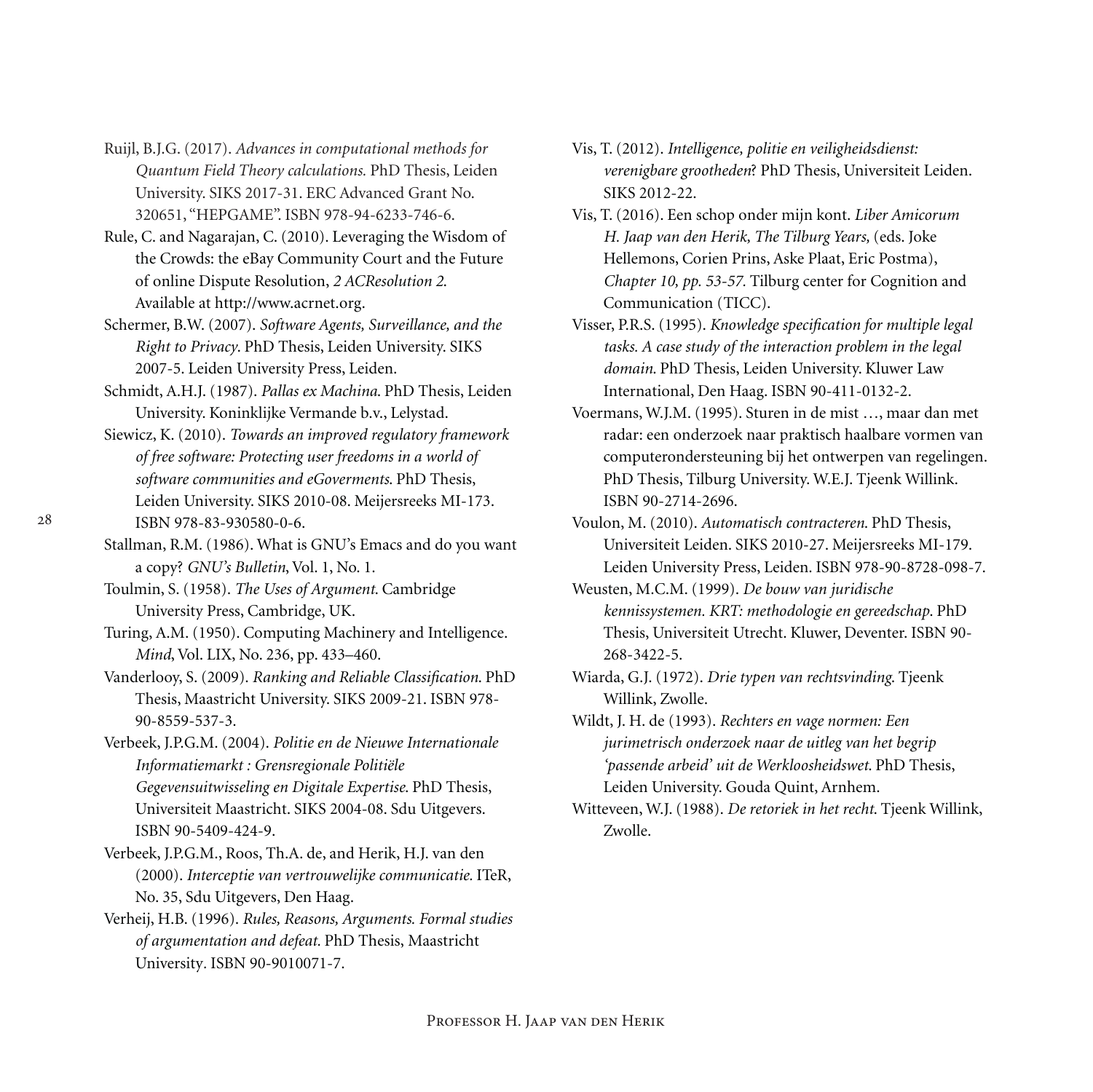Ruijl, B.J.G. (2017). *Advances in computational methods for Quantum Field Theory calculations.* PhD Thesis, Leiden University. SIKS 2017-31. ERC Advanced Grant No. 320651, "HEPGAME". ISBN 978-94-6233-746-6.

Rule, C. and Nagarajan, C. (2010). Leveraging the Wisdom of the Crowds: the eBay Community Court and the Future of online Dispute Resolution, *2 ACResolution 2*. Available at http://www.acrnet.org.

Schermer, B.W. (2007). *Software Agents, Surveillance, and the Right to Privacy*. PhD Thesis, Leiden University. SIKS 2007-5. Leiden University Press, Leiden.

Schmidt, A.H.J. (1987). *Pallas ex Machina*. PhD Thesis, Leiden University. Koninklijke Vermande b.v., Lelystad.

Siewicz, K. (2010). *Towards an improved regulatory framework of free software: Protecting user freedoms in a world of software communities and eGoverments*. PhD Thesis, Leiden University. SIKS 2010-08. Meijersreeks MI-173. ISBN 978-83-930580-0-6.

Stallman, R.M. (1986). What is GNU's Emacs and do you want a copy? *GNU's Bulletin*, Vol. 1, No. 1.

Toulmin, S. (1958). *The Uses of Argument*. Cambridge University Press, Cambridge, UK.

Turing, A.M. (1950). Computing Machinery and Intelligence. *Mind*, Vol. LIX, No. 236, pp. 433–460.

Vanderlooy, S. (2009). *Ranking and Reliable Classification*. PhD Thesis, Maastricht University. SIKS 2009-21. ISBN 978-90-8559-537-3.

Verbeek, J.P.G.M. (2004). *Politie en de Nieuwe Internationale Informatiemarkt : Grensregionale Politiële Gegevensuitwisseling en Digitale Expertise*. PhD Thesis, Universiteit Maastricht. SIKS 2004-08. Sdu Uitgevers. ISBN 90-5409-424-9.

Verbeek, J.P.G.M., Roos, Th.A. de, and Herik, H.J. van den (2000). *Interceptie van vertrouwelijke communicatie.* ITeR, No. 35, Sdu Uitgevers, Den Haag.

Verheij, H.B. (1996). *Rules, Reasons, Arguments. Formal studies of argumentation and defeat.* PhD Thesis, Maastricht University. ISBN 90-9010071-7.

Vis, T. (2012). *Intelligence, politie en veiligheidsdienst: verenigbare grootheden*? PhD Thesis, Universiteit Leiden. SIKS 2012-22.

Vis, T. (2016). Een schop onder mijn kont. *Liber Amicorum H. Jaap van den Herik, The Tilburg Years,* (eds. Joke Hellemons, Corien Prins, Aske Plaat, Eric Postma), *Chapter 10, pp. 53-57.* Tilburg center for Cognition and Communication (TICC).

Visser, P.R.S. (1995). *Knowledge specification for multiple legal tasks. A case study of the interaction problem in the legal domain*. PhD Thesis, Leiden University. Kluwer Law International, Den Haag. ISBN 90-411-0132-2.

Voermans, W.J.M. (1995). Sturen in de mist …, maar dan met radar: een onderzoek naar praktisch haalbare vormen van computerondersteuning bij het ontwerpen van regelingen. PhD Thesis, Tilburg University. W.E.J. Tjeenk Willink. ISBN 90-2714-2696.

Voulon, M. (2010). *Automatisch contracteren*. PhD Thesis, Universiteit Leiden. SIKS 2010-27. Meijersreeks MI-179. Leiden University Press, Leiden. ISBN 978-90-8728-098-7.

Weusten, M.C.M. (1999). *De bouw van juridische kennissystemen. KRT: methodologie en gereedschap*. PhD Thesis, Universiteit Utrecht. Kluwer, Deventer. ISBN 90-268-3422-5.

Wiarda, G.J. (1972). *Drie typen van rechtsvinding*. Tjeenk Willink, Zwolle.

Wildt, J. H. de (1993). *Rechters en vage normen: Een jurimetrisch onderzoek naar de uitleg van het begrip 'passende arbeid' uit de Werkloosheidswet*. PhD Thesis, Leiden University. Gouda Quint, Arnhem.

Witteveen, W.J. (1988). *De retoriek in het recht*. Tjeenk Willink, Zwolle.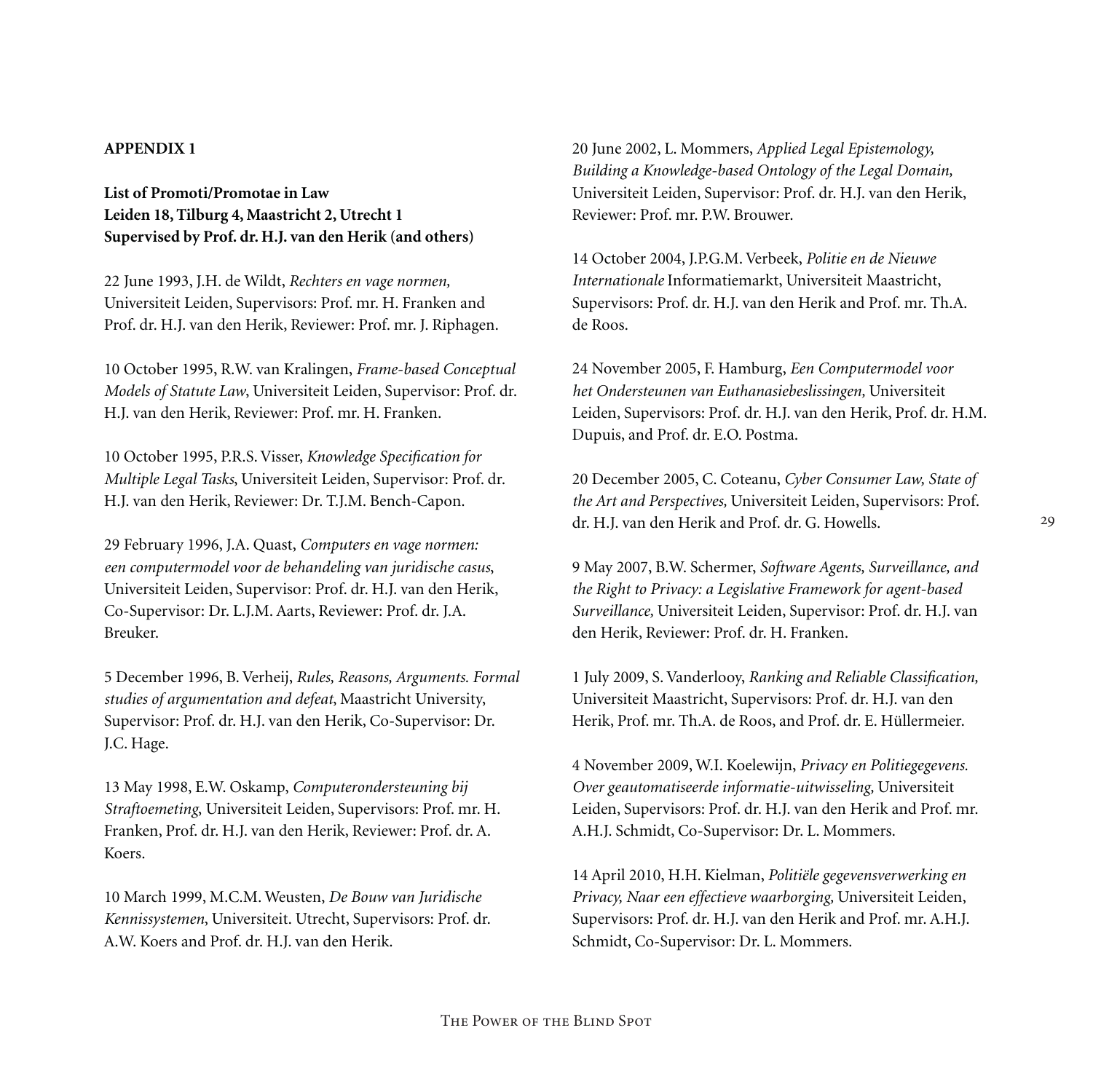**APPENDIX 1**

**List of Promoti/Promotae in Law**
**Leiden 18, Tilburg 4, Maastricht 2, Utrecht 1**
**Supervised by Prof. dr. H.J. van den Herik (and others)**

22 June 1993, J.H. de Wildt, *Rechters en vage normen,* Universiteit Leiden, Supervisors: Prof. mr. H. Franken and Prof. dr. H.J. van den Herik, Reviewer: Prof. mr. J. Riphagen.

10 October 1995, R.W. van Kralingen, *Frame-based Conceptual Models of Statute Law*, Universiteit Leiden, Supervisor: Prof. dr. H.J. van den Herik, Reviewer: Prof. mr. H. Franken.

10 October 1995, P.R.S. Visser, *Knowledge Specification for Multiple Legal Tasks*, Universiteit Leiden, Supervisor: Prof. dr. H.J. van den Herik, Reviewer: Dr. T.J.M. Bench-Capon.

29 February 1996, J.A. Quast, *Computers en vage normen: een computermodel voor de behandeling van juridische casus*, Universiteit Leiden, Supervisor: Prof. dr. H.J. van den Herik, Co-Supervisor: Dr. L.J.M. Aarts, Reviewer: Prof. dr. J.A. Breuker.

5 December 1996, B. Verheij, *Rules, Reasons, Arguments. Formal studies of argumentation and defeat*, Maastricht University, Supervisor: Prof. dr. H.J. van den Herik, Co-Supervisor: Dr. J.C. Hage.

13 May 1998, E.W. Oskamp, *Computerondersteuning bij Straftoemeting,* Universiteit Leiden, Supervisors: Prof. mr. H. Franken, Prof. dr. H.J. van den Herik, Reviewer: Prof. dr. A. Koers.

10 March 1999, M.C.M. Weusten, *De Bouw van Juridische Kennissystemen*, Universiteit. Utrecht, Supervisors: Prof. dr. A.W. Koers and Prof. dr. H.J. van den Herik.

20 June 2002, L. Mommers, *Applied Legal Epistemology, Building a Knowledge-based Ontology of the Legal Domain,* Universiteit Leiden, Supervisor: Prof. dr. H.J. van den Herik, Reviewer: Prof. mr. P.W. Brouwer.

14 October 2004, J.P.G.M. Verbeek, *Politie en de Nieuwe Internationale* Informatiemarkt, Universiteit Maastricht, Supervisors: Prof. dr. H.J. van den Herik and Prof. mr. Th.A. de Roos.

24 November 2005, F. Hamburg, *Een Computermodel voor het Ondersteunen van Euthanasiebeslissingen,* Universiteit Leiden, Supervisors: Prof. dr. H.J. van den Herik, Prof. dr. H.M. Dupuis, and Prof. dr. E.O. Postma.

20 December 2005, C. Coteanu, *Cyber Consumer Law, State of the Art and Perspectives,* Universiteit Leiden, Supervisors: Prof. dr. H.J. van den Herik and Prof. dr. G. Howells.

9 May 2007, B.W. Schermer, *Software Agents, Surveillance, and the Right to Privacy: a Legislative Framework for agent-based Surveillance,* Universiteit Leiden, Supervisor: Prof. dr. H.J. van den Herik, Reviewer: Prof. dr. H. Franken.

1 July 2009, S. Vanderlooy, *Ranking and Reliable Classification,* Universiteit Maastricht, Supervisors: Prof. dr. H.J. van den Herik, Prof. mr. Th.A. de Roos, and Prof. dr. E. Hüllermeier.

4 November 2009, W.I. Koelewijn, *Privacy en Politiegegevens. Over geautomatiseerde informatie-uitwisseling,* Universiteit Leiden, Supervisors: Prof. dr. H.J. van den Herik and Prof. mr. A.H.J. Schmidt, Co-Supervisor: Dr. L. Mommers.

14 April 2010, H.H. Kielman, *Politiële gegevensverwerking en Privacy, Naar een effectieve waarborging,* Universiteit Leiden, Supervisors: Prof. dr. H.J. van den Herik and Prof. mr. A.H.J. Schmidt, Co-Supervisor: Dr. L. Mommers.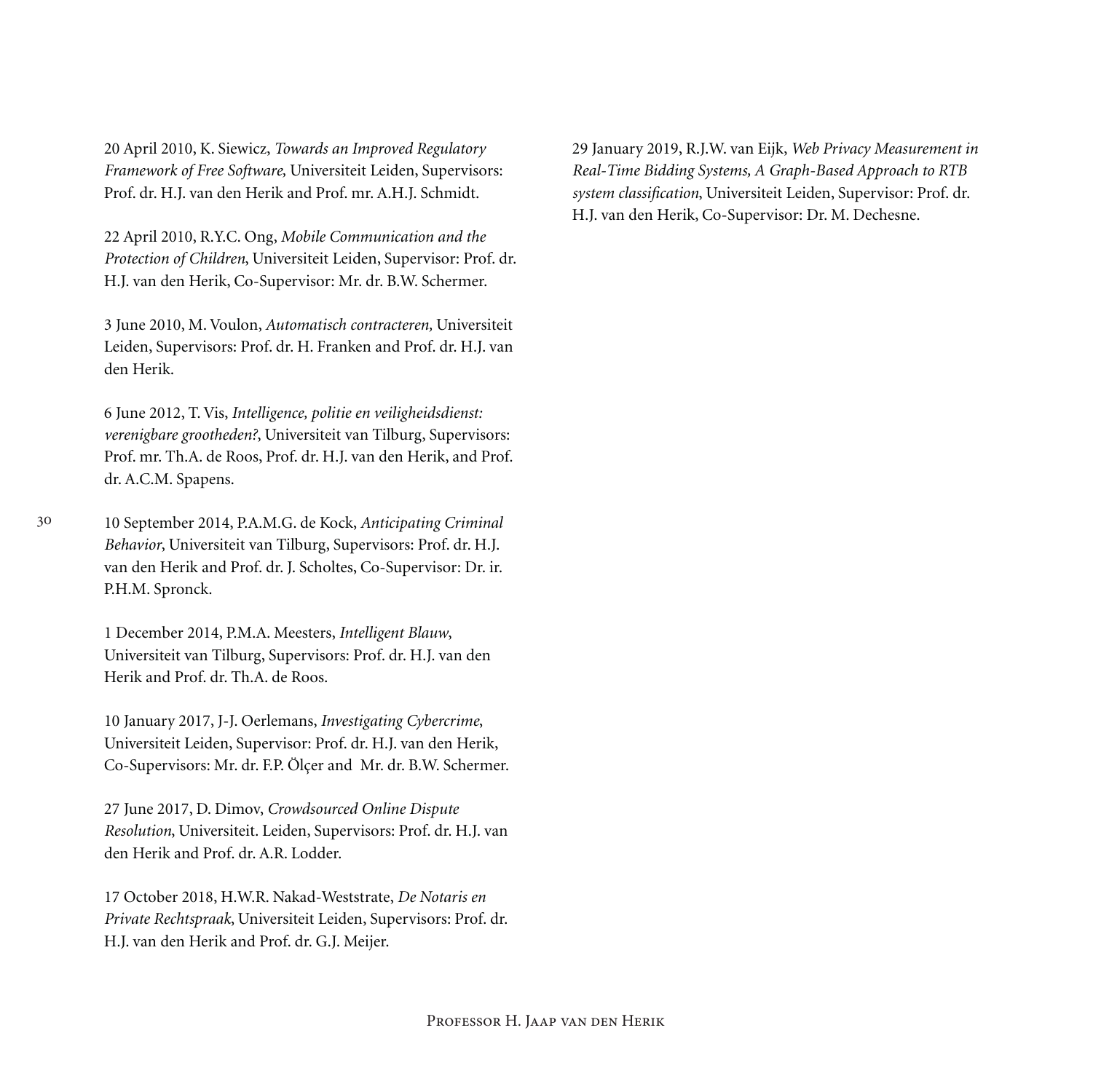20 April 2010, K. Siewicz, *Towards an Improved Regulatory Framework of Free Software,* Universiteit Leiden, Supervisors: Prof. dr. H.J. van den Herik and Prof. mr. A.H.J. Schmidt.

22 April 2010, R.Y.C. Ong, *Mobile Communication and the Protection of Children*, Universiteit Leiden, Supervisor: Prof. dr. H.J. van den Herik, Co-Supervisor: Mr. dr. B.W. Schermer.

3 June 2010, M. Voulon, *Automatisch contracteren,* Universiteit Leiden, Supervisors: Prof. dr. H. Franken and Prof. dr. H.J. van den Herik.

6 June 2012, T. Vis, *Intelligence, politie en veiligheidsdienst: verenigbare grootheden?*, Universiteit van Tilburg, Supervisors: Prof. mr. Th.A. de Roos, Prof. dr. H.J. van den Herik, and Prof. dr. A.C.M. Spapens.

10 September 2014, P.A.M.G. de Kock, *Anticipating Criminal Behavior*, Universiteit van Tilburg, Supervisors: Prof. dr. H.J. van den Herik and Prof. dr. J. Scholtes, Co-Supervisor: Dr. ir. P.H.M. Spronck.

1 December 2014, P.M.A. Meesters, *Intelligent Blauw*, Universiteit van Tilburg, Supervisors: Prof. dr. H.J. van den Herik and Prof. dr. Th.A. de Roos.

10 January 2017, J-J. Oerlemans, *Investigating Cybercrime*, Universiteit Leiden, Supervisor: Prof. dr. H.J. van den Herik, Co-Supervisors: Mr. dr. F.P. Ölçer and Mr. dr. B.W. Schermer.

27 June 2017, D. Dimov, *Crowdsourced Online Dispute Resolution*, Universiteit. Leiden, Supervisors: Prof. dr. H.J. van den Herik and Prof. dr. A.R. Lodder.

17 October 2018, H.W.R. Nakad-Weststrate, *De Notaris en Private Rechtspraak*, Universiteit Leiden, Supervisors: Prof. dr. H.J. van den Herik and Prof. dr. G.J. Meijer.

29 January 2019, R.J.W. van Eijk, *Web Privacy Measurement in Real-Time Bidding Systems, A Graph-Based Approach to RTB system classification*, Universiteit Leiden, Supervisor: Prof. dr. H.J. van den Herik, Co-Supervisor: Dr. M. Dechesne.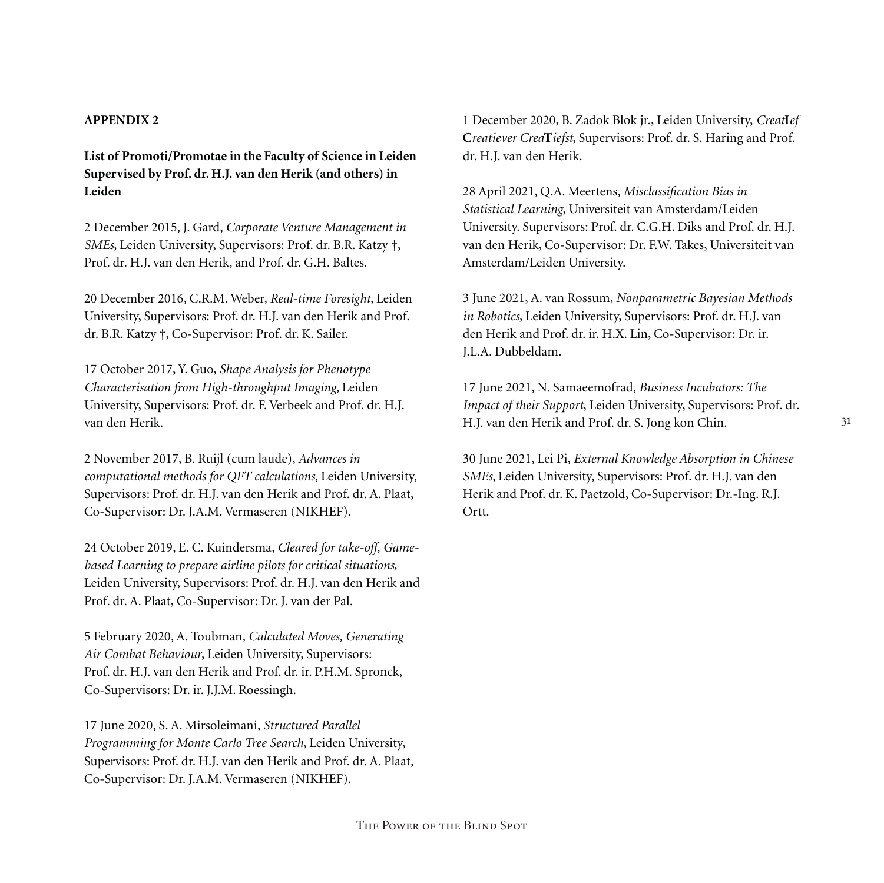**APPENDIX 2**

**List of Promoti/Promotae in the Faculty of Science in Leiden Supervised by Prof. dr. H.J. van den Herik (and others) in Leiden**

2 December 2015, J. Gard, *Corporate Venture Management in SMEs,* Leiden University, Supervisors: Prof. dr. B.R. Katzy †, Prof. dr. H.J. van den Herik, and Prof. dr. G.H. Baltes.

20 December 2016, C.R.M. Weber, *Real-time Foresight*, Leiden University, Supervisors: Prof. dr. H.J. van den Herik and Prof. dr. B.R. Katzy †, Co-Supervisor: Prof. dr. K. Sailer.

17 October 2017, Y. Guo, *Shape Analysis for Phenotype Characterisation from High-throughput Imaging*, Leiden University, Supervisors: Prof. dr. F. Verbeek and Prof. dr. H.J. van den Herik.

2 November 2017, B. Ruijl (cum laude), *Advances in computational methods for QFT calculations*, Leiden University, Supervisors: Prof. dr. H.J. van den Herik and Prof. dr. A. Plaat, Co-Supervisor: Dr. J.A.M. Vermaseren (NIKHEF).

24 October 2019, E. C. Kuindersma, *Cleared for take-off, Game-based Learning to prepare airline pilots for critical situations,* Leiden University, Supervisors: Prof. dr. H.J. van den Herik and Prof. dr. A. Plaat, Co-Supervisor: Dr. J. van der Pal.

5 February 2020, A. Toubman, *Calculated Moves, Generating Air Combat Behaviour*, Leiden University, Supervisors: Prof. dr. H.J. van den Herik and Prof. dr. ir. P.H.M. Spronck, Co-Supervisors: Dr. ir. J.J.M. Roessingh.

17 June 2020, S. A. Mirsoleimani, *Structured Parallel Programming for Monte Carlo Tree Search*, Leiden University, Supervisors: Prof. dr. H.J. van den Herik and Prof. dr. A. Plaat, Co-Supervisor: Dr. J.A.M. Vermaseren (NIKHEF).

1 December 2020, B. Zadok Blok jr., Leiden University, *Creat***I***ef* **C***reatiever Crea***T***iefst*, Supervisors: Prof. dr. S. Haring and Prof. dr. H.J. van den Herik.

28 April 2021, Q.A. Meertens, *Misclassification Bias in Statistical Learning*, Universiteit van Amsterdam/Leiden University. Supervisors: Prof. dr. C.G.H. Diks and Prof. dr. H.J. van den Herik, Co-Supervisor: Dr. F.W. Takes, Universiteit van Amsterdam/Leiden University.

3 June 2021, A. van Rossum, *Nonparametric Bayesian Methods in Robotics,* Leiden University, Supervisors: Prof. dr. H.J. van den Herik and Prof. dr. ir. H.X. Lin, Co-Supervisor: Dr. ir. J.L.A. Dubbeldam.

17 June 2021, N. Samaeemofrad, *Business Incubators: The Impact of their Support*, Leiden University, Supervisors: Prof. dr. H.J. van den Herik and Prof. dr. S. Jong kon Chin.

30 June 2021, Lei Pi, *External Knowledge Absorption in Chinese SMEs*, Leiden University, Supervisors: Prof. dr. H.J. van den Herik and Prof. dr. K. Paetzold, Co-Supervisor: Dr.-Ing. R.J. Ortt.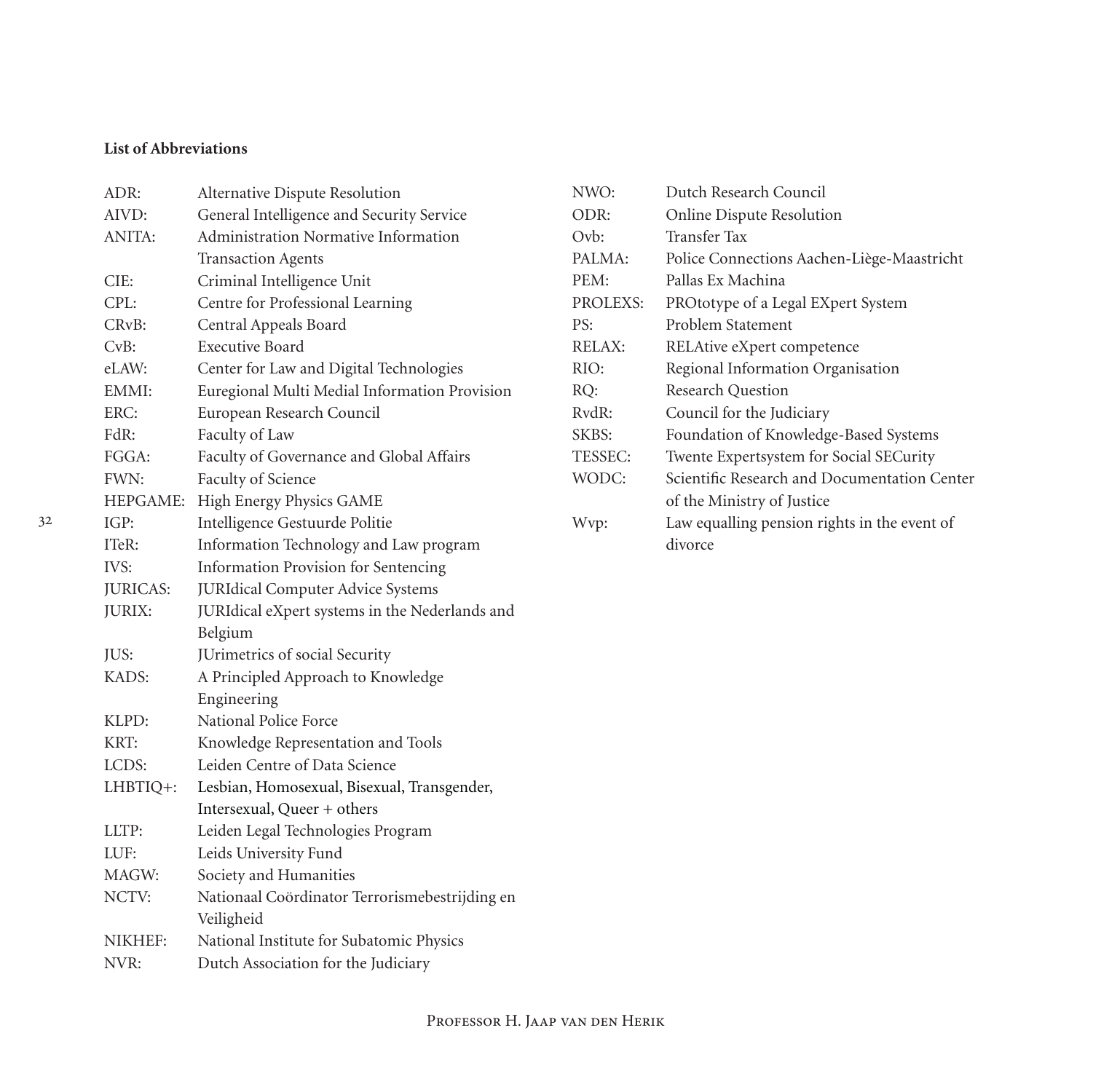**List of Abbreviations**

| | |
|---|---|
| ADR: | Alternative Dispute Resolution |
| AIVD: | General Intelligence and Security Service |
| ANITA: | Administration Normative Information Transaction Agents |
| CIE: | Criminal Intelligence Unit |
| CPL: | Centre for Professional Learning |
| CRvB: | Central Appeals Board |
| CvB: | Executive Board |
| eLAW: | Center for Law and Digital Technologies |
| EMMI: | Euregional Multi Medial Information Provision |
| ERC: | European Research Council |
| FdR: | Faculty of Law |
| FGGA: | Faculty of Governance and Global Affairs |
| FWN: | Faculty of Science |
| HEPGAME: | High Energy Physics GAME |
| IGP: | Intelligence Gestuurde Politie |
| ITeR: | Information Technology and Law program |
| IVS: | Information Provision for Sentencing |
| JURICAS: | JURIdical Computer Advice Systems |
| JURIX: | JURIdical eXpert systems in the Nederlands and Belgium |
| JUS: | JUrimetrics of social Security |
| KADS: | A Principled Approach to Knowledge Engineering |
| KLPD: | National Police Force |
| KRT: | Knowledge Representation and Tools |
| LCDS: | Leiden Centre of Data Science |
| LHBTIQ+: | Lesbian, Homosexual, Bisexual, Transgender, Intersexual, Queer + others |
| LLTP: | Leiden Legal Technologies Program |
| LUF: | Leids University Fund |
| MAGW: | Society and Humanities |
| NCTV: | Nationaal Coördinator Terrorismebestrijding en Veiligheid |
| NIKHEF: | National Institute for Subatomic Physics |
| NVR: | Dutch Association for the Judiciary |
| NWO: | Dutch Research Council |
| ODR: | Online Dispute Resolution |
| Ovb: | Transfer Tax |
| PALMA: | Police Connections Aachen-Liège-Maastricht |
| PEM: | Pallas Ex Machina |
| PROLEXS: | PROtotype of a Legal EXpert System |
| PS: | Problem Statement |
| RELAX: | RELAtive eXpert competence |
| RIO: | Regional Information Organisation |
| RQ: | Research Question |
| RvdR: | Council for the Judiciary |
| SKBS: | Foundation of Knowledge-Based Systems |
| TESSEC: | Twente Expertsystem for Social SECurity |
| WODC: | Scientific Research and Documentation Center of the Ministry of Justice |
| Wvp: | Law equalling pension rights in the event of divorce |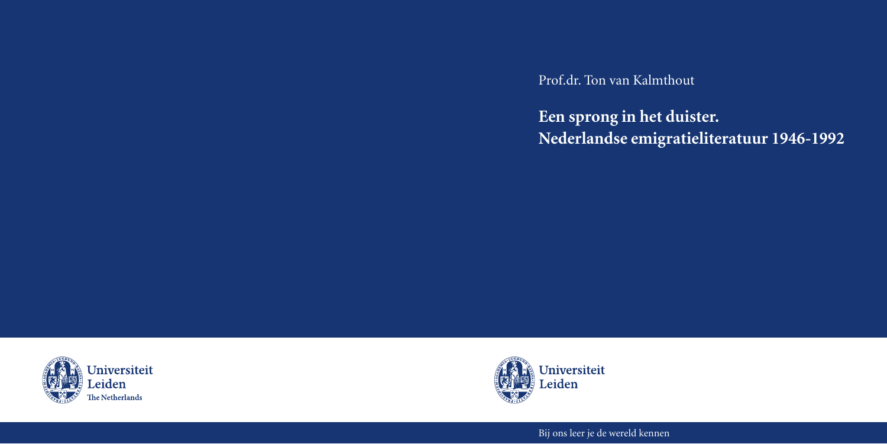Prof.dr. Ton van Kalmthout

**Een sprong in het duister.**
**Nederlandse emigratieliteratuur 1946-1992**

Universiteit Leiden
The Netherlands

Universiteit Leiden

Bij ons leer je de wereld kennen